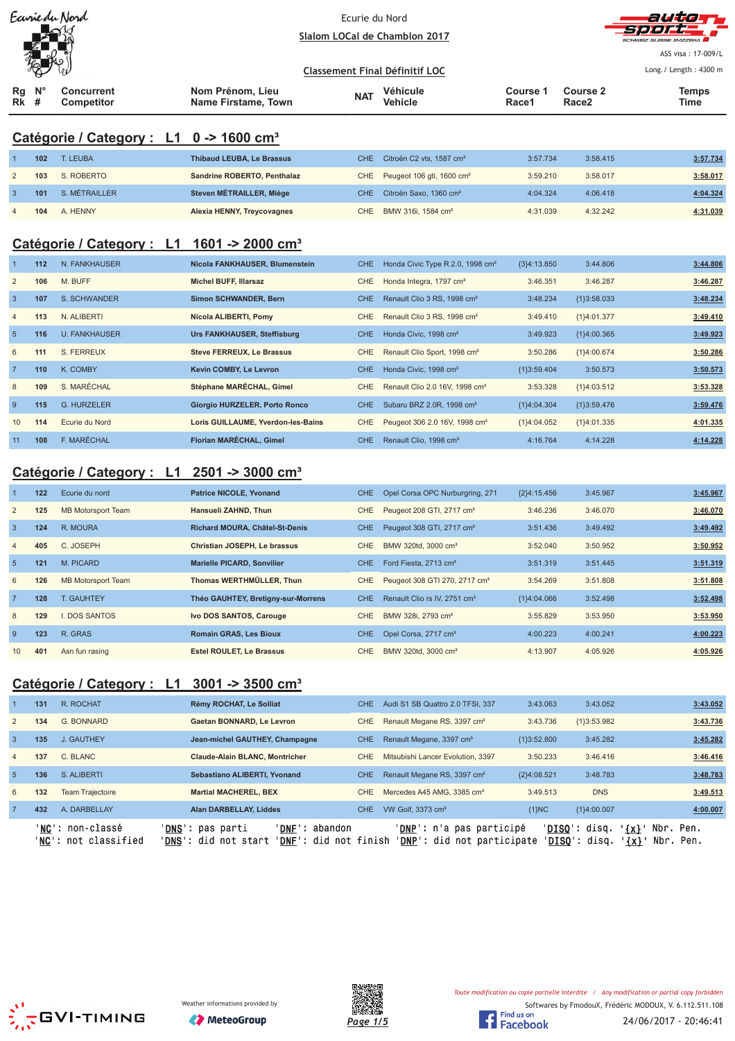Ecurie du Nord

**Slalom LOCal de Chamblon 2017**

ASS visa : 17-009/L

**Classement Final Définitif LOC**

Long./ Length : 4300 m

## Catégorie / Category : L1 0 -> 1600 cm³

| Rg Rk | N° # | Concurrent Competitor | Nom Prénom, Lieu Name Firstame, Town | NAT | Véhicule Vehicle | Course 1 Race1 | Course 2 Race2 | Temps Time |
|---|---|---|---|---|---|---|---|---|
| 1 | 102 | T. LEUBA | Thibaud LEUBA, Le Brassus | CHE | Citroën C2 vts, 1587 cm³ | 3:57.734 | 3:58.415 | 3:57.734 |
| 2 | 103 | S. ROBERTO | Sandrine ROBERTO, Penthalaz | CHE | Peugeot 106 gti, 1600 cm³ | 3:59.210 | 3:58.017 | 3:58.017 |
| 3 | 101 | S. MÉTRAILLER | Steven MÉTRAILLER, Miège | CHE | Citroën Saxo, 1360 cm³ | 4:04.324 | 4:06.418 | 4:04.324 |
| 4 | 104 | A. HENNY | Alexia HENNY, Treycovagnes | CHE | BMW 316i, 1584 cm³ | 4:31.039 | 4:32.242 | 4:31.039 |

## Catégorie / Category : L1 1601 -> 2000 cm³

| Rg Rk | N° # | Concurrent Competitor | Nom Prénom, Lieu Name Firstame, Town | NAT | Véhicule Vehicle | Course 1 Race1 | Course 2 Race2 | Temps Time |
|---|---|---|---|---|---|---|---|---|
| 1 | 112 | N. FANKHAUSER | Nicola FANKHAUSER, Blumenstein | CHE | Honda Civic Type R 2.0, 1998 cm³ | {3}4:13.850 | 3:44.806 | 3:44.806 |
| 2 | 106 | M. BUFF | Michel BUFF, Illarsaz | CHE | Honda Integra, 1797 cm³ | 3:46.351 | 3:46.287 | 3:46.287 |
| 3 | 107 | S. SCHWANDER | Simon SCHWANDER, Bern | CHE | Renault Clio 3 RS, 1998 cm³ | 3:48.234 | {1}3:58.033 | 3:48.234 |
| 4 | 113 | N. ALIBERTI | Nicola ALIBERTI, Pomy | CHE | Renault Clio 3 RS, 1998 cm³ | 3:49.410 | {1}4:01.377 | 3:49.410 |
| 5 | 116 | U. FANKHAUSER | Urs FANKHAUSER, Steffisburg | CHE | Honda Civic, 1998 cm³ | 3:49.923 | {1}4:00.365 | 3:49.923 |
| 6 | 111 | S. FERREUX | Steve FERREUX, Le Brassus | CHE | Renault Clio Sport, 1998 cm³ | 3:50.286 | {1}4:00.674 | 3:50.286 |
| 7 | 110 | K. COMBY | Kevin COMBY, Le Levron | CHE | Honda Civic, 1998 cm³ | {1}3:59.404 | 3:50.573 | 3:50.573 |
| 8 | 109 | S. MARÉCHAL | Stéphane MARÉCHAL, Gimel | CHE | Renault Clio 2.0 16V, 1998 cm³ | 3:53.328 | {1}4:03.512 | 3:53.328 |
| 9 | 115 | G. HURZELER | Giorgio HURZELER, Porto Ronco | CHE | Subaru BRZ 2.0R, 1998 cm³ | {1}4:04.304 | {1}3:59.476 | 3:59.476 |
| 10 | 114 | Ecurie du Nord | Loris GUILLAUME, Yverdon-les-Bains | CHE | Peugeot 306 2.0 16V, 1998 cm³ | {1}4:04.052 | {1}4:01.335 | 4:01.335 |
| 11 | 108 | F. MARÉCHAL | Florian MARÉCHAL, Gimel | CHE | Renault Clio, 1998 cm³ | 4:16.764 | 4:14.228 | 4:14.228 |

## Catégorie / Category : L1 2501 -> 3000 cm³

| Rg Rk | N° # | Concurrent Competitor | Nom Prénom, Lieu Name Firstame, Town | NAT | Véhicule Vehicle | Course 1 Race1 | Course 2 Race2 | Temps Time |
|---|---|---|---|---|---|---|---|---|
| 1 | 122 | Ecurie du nord | Patrice NICOLE, Yvonand | CHE | Opel Corsa OPC Nurburgring, 271 | {2}4:15.456 | 3:45.967 | 3:45.967 |
| 2 | 125 | MB Motorsport Team | Hansueli ZAHND, Thun | CHE | Peugeot 208 GTI, 2717 cm³ | 3:46.236 | 3:46.070 | 3:46.070 |
| 3 | 124 | R. MOURA | Richard MOURA, Châtel-St-Denis | CHE | Peugeot 308 GTI, 2717 cm³ | 3:51.436 | 3:49.492 | 3:49.492 |
| 4 | 405 | C. JOSEPH | Christian JOSEPH, Le brassus | CHE | BMW 320td, 3000 cm³ | 3:52.040 | 3:50.952 | 3:50.952 |
| 5 | 121 | M. PICARD | Marielle PICARD, Sonvilier | CHE | Ford Fiesta, 2713 cm³ | 3:51.319 | 3:51.445 | 3:51.319 |
| 6 | 126 | MB Motorsport Team | Thomas WERTHMÜLLER, Thun | CHE | Peugeot 308 GTI 270, 2717 cm³ | 3:54.269 | 3:51.808 | 3:51.808 |
| 7 | 128 | T. GAUHTEY | Théo GAUHTEY, Bretigny-sur-Morrens | CHE | Renault Clio rs IV, 2751 cm³ | {1}4:04.066 | 3:52.498 | 3:52.498 |
| 8 | 129 | I. DOS SANTOS | Ivo DOS SANTOS, Carouge | CHE | BMW 328i, 2793 cm³ | 3:55.829 | 3:53.950 | 3:53.950 |
| 9 | 123 | R. GRAS | Romain GRAS, Les Bioux | CHE | Opel Corsa, 2717 cm³ | 4:00.223 | 4:00.241 | 4:00.223 |
| 10 | 401 | Asn fun rasing | Estel ROULET, Le Brassus | CHE | BMW 320td, 3000 cm³ | 4:13.907 | 4:05.926 | 4:05.926 |

## Catégorie / Category : L1 3001 -> 3500 cm³

| Rg Rk | N° # | Concurrent Competitor | Nom Prénom, Lieu Name Firstame, Town | NAT | Véhicule Vehicle | Course 1 Race1 | Course 2 Race2 | Temps Time |
|---|---|---|---|---|---|---|---|---|
| 1 | 131 | R. ROCHAT | Rémy ROCHAT, Le Solliat | CHE | Audi S1 SB Quattro 2.0 TFSI, 337 | 3:43.063 | 3:43.052 | 3:43.052 |
| 2 | 134 | G. BONNARD | Gaetan BONNARD, Le Levron | CHE | Renault Megane RS, 3397 cm³ | 3:43.736 | {1}3:53.982 | 3:43.736 |
| 3 | 135 | J. GAUTHEY | Jean-michel GAUTHEY, Champagne | CHE | Renault Megane, 3397 cm³ | {1}3:52.800 | 3:45.282 | 3:45.282 |
| 4 | 137 | C. BLANC | Claude-Alain BLANC, Montricher | CHE | Mitsubishi Lancer Evolution, 3397 | 3:50.233 | 3:46.416 | 3:46.416 |
| 5 | 136 | S. ALIBERTI | Sebastiano ALIBERTI, Yvonand | CHE | Renault Megane RS, 3397 cm³ | {2}4:08.521 | 3:48.783 | 3:48.783 |
| 6 | 132 | Team Trajectoire | Martial MACHEREL, BEX | CHE | Mercedes A45 AMG, 3385 cm³ | 3:49.513 | DNS | 3:49.513 |
| 7 | 432 | A. DARBELLAY | Alan DARBELLAY, Liddes | CHE | VW Golf, 3373 cm³ | {1}NC | {1}4:00.007 | 4:00.007 |

'NC': non-classé 'DNS': pas parti 'DNF': abandon 'DNP': n'a pas participé 'DISQ': disq. '{x}' Nbr. Pen.
'NC': not classified 'DNS': did not start 'DNF': did not finish 'DNP': did not participate 'DISQ': disq. '{x}' Nbr. Pen.

Toute modification ou copie partielle interdite / Any modification or partial copy forbidden

Softwares by FmodouX, Frédéric MODOUX, V. 6.112.511.108

24/06/2017 - 20:46:41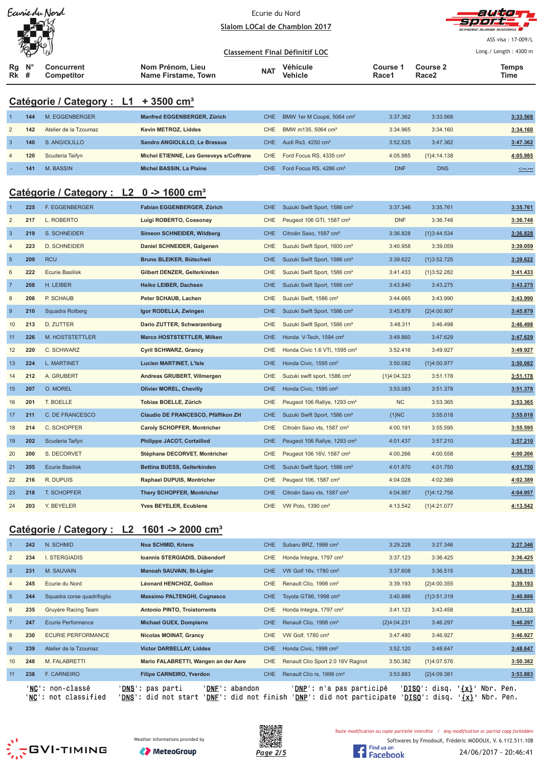Ecurie du Nord

**Slalom LOCal de Chamblon 2017**

ASS visa : 17-009/L

**Classement Final Définitif LOC**

Long./ Length : 4300 m

## Catégorie / Category : L1 + 3500 cm³

| Rg Rk | N° # | Concurrent Competitor | Nom Prénom, Lieu Name Firstame, Town | NAT | Véhicule Vehicle | Course 1 Race1 | Course 2 Race2 | Temps Time |
|---|---|---|---|---|---|---|---|---|
| 1 | 144 | M. EGGENBERGER | **Manfred EGGENBERGER, Zürich** | CHE | BMW 1er M Coupé, 5064 cm³ | 3:37.362 | 3:33.568 | **3:33.568** |
| 2 | 142 | Atelier de la Tzoumaz | **Kevin METROZ, Liddes** | CHE | BMW m135, 5064 cm³ | 3:34.965 | 3:34.160 | **3:34.160** |
| 3 | 140 | S. ANGIOLILLO | **Sandro ANGIOLILLO, Le Brassus** | CHE | Audi Rs3, 4250 cm³ | 3:52.525 | 3:47.362 | **3:47.362** |
| 4 | 120 | Scuderia Taifyn | **Michel ETIENNE, Les Geneveys s/Coffrane** | CHE | Ford Focus RS, 4335 cm³ | 4:05.985 | {1}4:14.138 | **4:05.985** |
| - | 141 | M. BASSIN | **Michel BASSIN, La Plaine** | CHE | Ford Focus RS, 4286 cm³ | DNF | DNS | **-:--.---** |

## Catégorie / Category : L2 0 -> 1600 cm³

| Rg Rk | N° # | Concurrent Competitor | Nom Prénom, Lieu Name Firstame, Town | NAT | Véhicule Vehicle | Course 1 Race1 | Course 2 Race2 | Temps Time |
|---|---|---|---|---|---|---|---|---|
| 1 | 225 | F. EGGENBERGER | **Fabian EGGENBERGER, Zürich** | CHE | Suzuki Swift Sport, 1586 cm³ | 3:37.346 | 3:35.761 | **3:35.761** |
| 2 | 217 | L. ROBERTO | **Luigi ROBERTO, Cossonay** | CHE | Peugeot 106 GTI, 1587 cm³ | DNF | 3:36.748 | **3:36.748** |
| 3 | 219 | S. SCHNEIDER | **Simeon SCHNEIDER, Wildberg** | CHE | Citroën Saxo, 1587 cm³ | 3:36.828 | {1}3:44.534 | **3:36.828** |
| 4 | 223 | D. SCHNEIDER | **Daniel SCHNEIDER, Galgenen** | CHE | Suzuki Swift Sport, 1600 cm³ | 3:40.958 | 3:39.059 | **3:39.059** |
| 5 | 209 | RCU | **Bruno BLEIKER, Bütschwil** | CHE | Suzuki Swift Sport, 1586 cm³ | 3:39.622 | {1}3:52.725 | **3:39.622** |
| 6 | 222 | Ecurie Basilisk | **Gilbert DENZER, Gelterkinden** | CHE | Suzuki Swift Sport, 1586 cm³ | 3:41.433 | {1}3:52.282 | **3:41.433** |
| 7 | 208 | H. LEIBER | **Heiko LEIBER, Dachsen** | CHE | Suzuki Swift Sport, 1586 cm³ | 3:43.840 | 3:43.275 | **3:43.275** |
| 8 | 206 | P. SCHAUB | **Peter SCHAUB, Lachen** | CHE | Suzuki Swift, 1586 cm³ | 3:44.665 | 3:43.990 | **3:43.990** |
| 9 | 210 | Squadra Rotberg | **Igor RODELLA, Zwingen** | CHE | Suzuki Swift Sport, 1586 cm³ | 3:45.879 | {2}4:00.907 | **3:45.879** |
| 10 | 213 | D. ZUTTER | **Dario ZUTTER, Schwarzenburg** | CHE | Suzuki Swift Sport, 1586 cm³ | 3:48.311 | 3:46.498 | **3:46.498** |
| 11 | 226 | M. HOSTSTETTLER | **Marco HOSTSTETTLER, Milken** | CHE | Honda V-Tech, 1594 cm³ | 3:49.860 | 3:47.629 | **3:47.629** |
| 12 | 220 | C. SCHWARZ | **Cyril SCHWARZ, Grancy** | CHE | Honda Civic 1.6 VTi, 1595 cm³ | 3:52.416 | 3:49.927 | **3:49.927** |
| 13 | 224 | L. MARTINET | **Lucien MARTINET, L'Isle** | CHE | Honda Civic, 1595 cm³ | 3:50.082 | {1}4:00.977 | **3:50.082** |
| 14 | 212 | A. GRUBERT | **Andreas GRUBERT, Villmergen** | CHE | Suzuki swift sport, 1586 cm³ | {1}4:04.323 | 3:51.178 | **3:51.178** |
| 15 | 207 | O. MOREL | **Olivier MOREL, Chevilly** | CHE | Honda Civic, 1595 cm³ | 3:53.083 | 3:51.378 | **3:51.378** |
| 16 | 201 | T. BOELLE | **Tobias BOELLE, Zürich** | CHE | Peugeot 106 Rallye, 1293 cm³ | NC | 3:53.365 | **3:53.365** |
| 17 | 211 | C. DE FRANCESCO | **Claudio DE FRANCESCO, Pfäffikon ZH** | CHE | Suzuki Swift Sport, 1586 cm³ | {1}NC | 3:55.018 | **3:55.018** |
| 18 | 214 | C. SCHOPFER | **Caroly SCHOPFER, Montricher** | CHE | Citroën Saxo vts, 1587 cm³ | 4:00.191 | 3:55.595 | **3:55.595** |
| 19 | 202 | Scuderia Taifyn | **Philippe JACOT, Cortaillod** | CHE | Peugeot 106 Rallye, 1293 cm³ | 4:01.437 | 3:57.210 | **3:57.210** |
| 20 | 200 | S. DECORVET | **Stéphane DECORVET, Montricher** | CHE | Peugeot 106 16V, 1587 cm³ | 4:00.266 | 4:00.558 | **4:00.266** |
| 21 | 205 | Ecurie Basilisk | **Bettina BUESS, Gelterkinden** | CHE | Suzuki Swift Sport, 1586 cm³ | 4:01.870 | 4:01.750 | **4:01.750** |
| 22 | 216 | R. DUPUIS | **Raphael DUPUIS, Montricher** | CHE | Peugeot 106, 1587 cm³ | 4:04.028 | 4:02.389 | **4:02.389** |
| 23 | 218 | T. SCHOPFER | **Thery SCHOPFER, Montricher** | CHE | Citroën Saxo vts, 1587 cm³ | 4:04.957 | {1}4:12.756 | **4:04.957** |
| 24 | 203 | Y. BEYELER | **Yves BEYELER, Ecublens** | CHE | VW Polo, 1390 cm³ | 4:13.542 | {1}4:21.077 | **4:13.542** |

## Catégorie / Category : L2 1601 -> 2000 cm³

| Rg Rk | N° # | Concurrent Competitor | Nom Prénom, Lieu Name Firstame, Town | NAT | Véhicule Vehicle | Course 1 Race1 | Course 2 Race2 | Temps Time |
|---|---|---|---|---|---|---|---|---|
| 1 | 242 | N. SCHMID | **Noa SCHMID, Kriens** | CHE | Subaru BRZ, 1998 cm³ | 3:29.228 | 3:27.346 | **3:27.346** |
| 2 | 234 | I. STERGIADIS | **Ioannis STERGIADIS, Dübendorf** | CHE | Honda Integra, 1797 cm³ | 3:37.123 | 3:36.425 | **3:36.425** |
| 3 | 231 | M. SAUVAIN | **Manoah SAUVAIN, St-Légier** | CHE | VW Golf 16v, 1780 cm³ | 3:37.608 | 3:36.515 | **3:36.515** |
| 4 | 245 | Ecurie du Nord | **Léonard HENCHOZ, Gollion** | CHE | Renault Clio, 1998 cm³ | 3:39.193 | {2}4:00.355 | **3:39.193** |
| 5 | 244 | Squadra corse quadrifoglio | **Massimo PALTENGHI, Cugnasco** | CHE | Toyota GT86, 1998 cm³ | 3:40.886 | {1}3:51.319 | **3:40.886** |
| 6 | 235 | Gruyère Racing Team | **Antonio PINTO, Troistorrents** | CHE | Honda Integra, 1797 cm³ | 3:41.123 | 3:43.458 | **3:41.123** |
| 7 | 247 | Ecurie Performance | **Michael GUEX, Dompierre** | CHE | Renault Clio, 1998 cm³ | {2}4:04.231 | 3:46.297 | **3:46.297** |
| 8 | 230 | ECURIE PERFORMANCE | **Nicolas MOINAT, Grancy** | CHE | VW Golf, 1780 cm³ | 3:47.480 | 3:46.927 | **3:46.927** |
| 9 | 239 | Atelier de la Tzoumaz | **Victor DARBELLAY, Liddes** | CHE | Honda Civic, 1998 cm³ | 3:52.120 | 3:48.647 | **3:48.647** |
| 10 | 248 | M. FALABRETTI | **Mario FALABRETTI, Wangen an der Aare** | CHE | Renault Clio Sport 2.0 16V Ragnot | 3:50.382 | {1}4:07.576 | **3:50.382** |
| 11 | 238 | F. CARNEIRO | **Filipe CARNEIRO, Yverdon** | CHE | Renault Clio rs, 1998 cm³ | 3:53.883 | {2}4:09.381 | **3:53.883** |

'NC': non-classé 'DNS': pas parti 'DNF': abandon 'DNP': n'a pas participé 'DISQ': disq. '{x}' Nbr. Pen.
'NC': not classified 'DNS': did not start 'DNF': did not finish 'DNP': did not participate 'DISQ': disq. '{x}' Nbr. Pen.

GVI-TIMING — Weather informations provided by MeteoGroup

Toute modification ou copie partielle interdite / Any modification or partial copy forbidden

Softwares by FmodouX, Frédéric MODOUX, V. 6.112.511.108

24/06/2017 - 20:46:41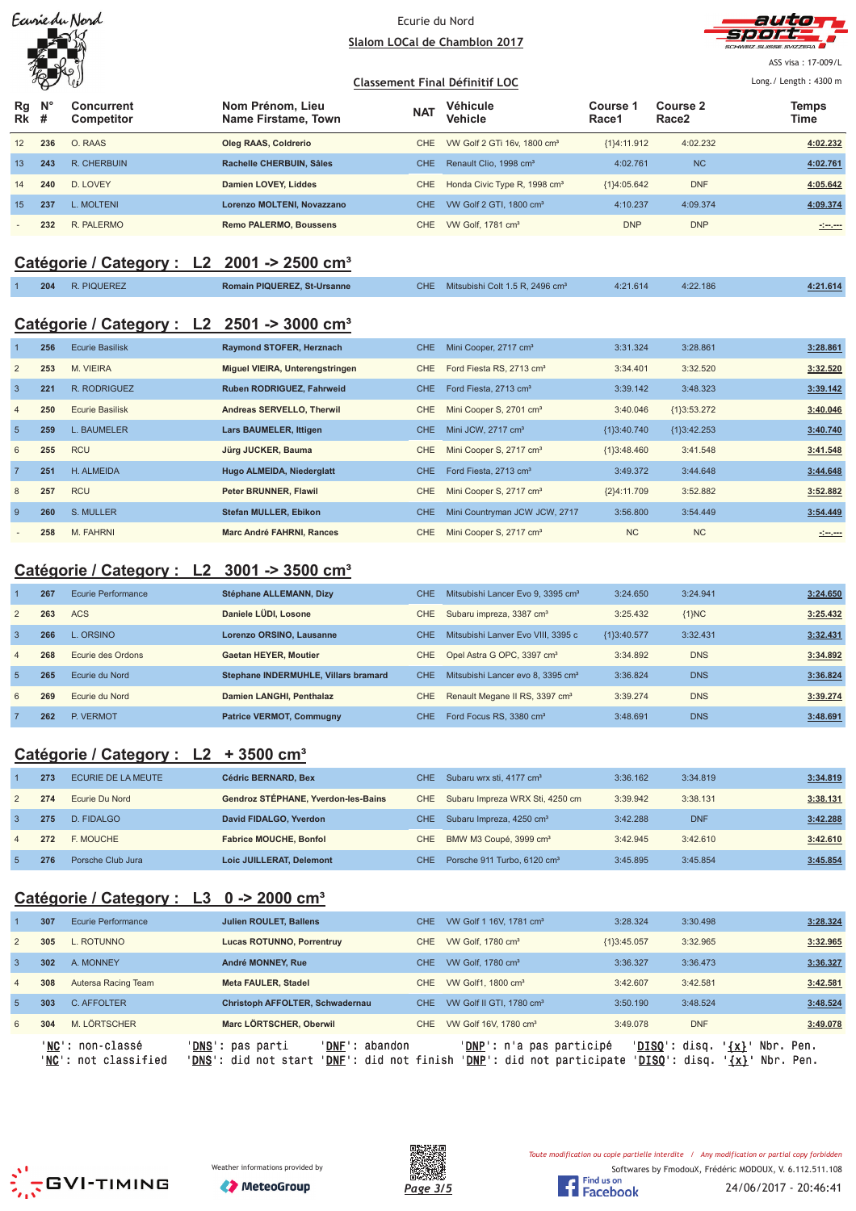Ecurie du Nord

**Slalom LOCal de Chamblon 2017**

ASS visa : 17-009/L

**Classement Final Définitif LOC**

Long./ Length : 4300 m

| Rg Rk | N° # | Concurrent Competitor | Nom Prénom, Lieu Name Firstame, Town | NAT | Véhicule Vehicle | Course 1 Race1 | Course 2 Race2 | Temps Time |
|---|---|---|---|---|---|---|---|---|
| 12 | 236 | O. RAAS | Oleg RAAS, Coldrerio | CHE | VW Golf 2 GTi 16v, 1800 cm³ | {1}4:11.912 | 4:02.232 | 4:02.232 |
| 13 | 243 | R. CHERBUIN | Rachelle CHERBUIN, Sâles | CHE | Renault Clio, 1998 cm³ | 4:02.761 | NC | 4:02.761 |
| 14 | 240 | D. LOVEY | Damien LOVEY, Liddes | CHE | Honda Civic Type R, 1998 cm³ | {1}4:05.642 | DNF | 4:05.642 |
| 15 | 237 | L. MOLTENI | Lorenzo MOLTENI, Novazzano | CHE | VW Golf 2 GTI, 1800 cm³ | 4:10.237 | 4:09.374 | 4:09.374 |
| - | 232 | R. PALERMO | Remo PALERMO, Boussens | CHE | VW Golf, 1781 cm³ | DNP | DNP | -:--.--- |

## Catégorie / Category : L2 2001 -> 2500 cm³

| Rg Rk | N° # | Concurrent Competitor | Nom Prénom, Lieu Name Firstame, Town | NAT | Véhicule Vehicle | Course 1 Race1 | Course 2 Race2 | Temps Time |
|---|---|---|---|---|---|---|---|---|
| 1 | 204 | R. PIQUEREZ | Romain PIQUEREZ, St-Ursanne | CHE | Mitsubishi Colt 1.5 R, 2496 cm³ | 4:21.614 | 4:22.186 | 4:21.614 |

## Catégorie / Category : L2 2501 -> 3000 cm³

| Rg Rk | N° # | Concurrent Competitor | Nom Prénom, Lieu Name Firstame, Town | NAT | Véhicule Vehicle | Course 1 Race1 | Course 2 Race2 | Temps Time |
|---|---|---|---|---|---|---|---|---|
| 1 | 256 | Ecurie Basilisk | Raymond STOFER, Herznach | CHE | Mini Cooper, 2717 cm³ | 3:31.324 | 3:28.861 | 3:28.861 |
| 2 | 253 | M. VIEIRA | Miguel VIEIRA, Unterengstringen | CHE | Ford Fiesta RS, 2713 cm³ | 3:34.401 | 3:32.520 | 3:32.520 |
| 3 | 221 | R. RODRIGUEZ | Ruben RODRIGUEZ, Fahrweid | CHE | Ford Fiesta, 2713 cm³ | 3:39.142 | 3:48.323 | 3:39.142 |
| 4 | 250 | Ecurie Basilisk | Andreas SERVELLO, Therwil | CHE | Mini Cooper S, 2701 cm³ | 3:40.046 | {1}3:53.272 | 3:40.046 |
| 5 | 259 | L. BAUMELER | Lars BAUMELER, Ittigen | CHE | Mini JCW, 2717 cm³ | {1}3:40.740 | {1}3:42.253 | 3:40.740 |
| 6 | 255 | RCU | Jürg JUCKER, Bauma | CHE | Mini Cooper S, 2717 cm³ | {1}3:48.460 | 3:41.548 | 3:41.548 |
| 7 | 251 | H. ALMEIDA | Hugo ALMEIDA, Niederglatt | CHE | Ford Fiesta, 2713 cm³ | 3:49.372 | 3:44.648 | 3:44.648 |
| 8 | 257 | RCU | Peter BRUNNER, Flawil | CHE | Mini Cooper S, 2717 cm³ | {2}4:11.709 | 3:52.882 | 3:52.882 |
| 9 | 260 | S. MULLER | Stefan MULLER, Ebikon | CHE | Mini Countryman JCW JCW, 2717 | 3:56.800 | 3:54.449 | 3:54.449 |
| - | 258 | M. FAHRNI | Marc André FAHRNI, Rances | CHE | Mini Cooper S, 2717 cm³ | NC | NC | -:--.--- |

## Catégorie / Category : L2 3001 -> 3500 cm³

| Rg Rk | N° # | Concurrent Competitor | Nom Prénom, Lieu Name Firstame, Town | NAT | Véhicule Vehicle | Course 1 Race1 | Course 2 Race2 | Temps Time |
|---|---|---|---|---|---|---|---|---|
| 1 | 267 | Ecurie Performance | Stéphane ALLEMANN, Dizy | CHE | Mitsubishi Lancer Evo 9, 3395 cm³ | 3:24.650 | 3:24.941 | 3:24.650 |
| 2 | 263 | ACS | Daniele LÜDI, Losone | CHE | Subaru impreza, 3387 cm³ | 3:25.432 | {1}NC | 3:25.432 |
| 3 | 266 | L. ORSINO | Lorenzo ORSINO, Lausanne | CHE | Mitsubishi Lanver Evo VIII, 3395 c | {1}3:40.577 | 3:32.431 | 3:32.431 |
| 4 | 268 | Ecurie des Ordons | Gaetan HEYER, Moutier | CHE | Opel Astra G OPC, 3397 cm³ | 3:34.892 | DNS | 3:34.892 |
| 5 | 265 | Ecurie du Nord | Stephane INDERMUHLE, Villars bramard | CHE | Mitsubishi Lancer evo 8, 3395 cm³ | 3:36.824 | DNS | 3:36.824 |
| 6 | 269 | Ecurie du Nord | Damien LANGHI, Penthalaz | CHE | Renault Megane II RS, 3397 cm³ | 3:39.274 | DNS | 3:39.274 |
| 7 | 262 | P. VERMOT | Patrice VERMOT, Commugny | CHE | Ford Focus RS, 3380 cm³ | 3:48.691 | DNS | 3:48.691 |

## Catégorie / Category : L2 + 3500 cm³

| Rg Rk | N° # | Concurrent Competitor | Nom Prénom, Lieu Name Firstame, Town | NAT | Véhicule Vehicle | Course 1 Race1 | Course 2 Race2 | Temps Time |
|---|---|---|---|---|---|---|---|---|
| 1 | 273 | ECURIE DE LA MEUTE | Cédric BERNARD, Bex | CHE | Subaru wrx sti, 4177 cm³ | 3:36.162 | 3:34.819 | 3:34.819 |
| 2 | 274 | Ecurie Du Nord | Gendroz STÉPHANE, Yverdon-les-Bains | CHE | Subaru Impreza WRX Sti, 4250 cm | 3:39.942 | 3:38.131 | 3:38.131 |
| 3 | 275 | D. FIDALGO | David FIDALGO, Yverdon | CHE | Subaru Impreza, 4250 cm³ | 3:42.288 | DNF | 3:42.288 |
| 4 | 272 | F. MOUCHE | Fabrice MOUCHE, Bonfol | CHE | BMW M3 Coupé, 3999 cm³ | 3:42.945 | 3:42.610 | 3:42.610 |
| 5 | 276 | Porsche Club Jura | Loic JUILLERAT, Delemont | CHE | Porsche 911 Turbo, 6120 cm³ | 3:45.895 | 3:45.854 | 3:45.854 |

## Catégorie / Category : L3 0 -> 2000 cm³

| Rg Rk | N° # | Concurrent Competitor | Nom Prénom, Lieu Name Firstame, Town | NAT | Véhicule Vehicle | Course 1 Race1 | Course 2 Race2 | Temps Time |
|---|---|---|---|---|---|---|---|---|
| 1 | 307 | Ecurie Performance | Julien ROULET, Ballens | CHE | VW Golf 1 16V, 1781 cm³ | 3:28.324 | 3:30.498 | 3:28.324 |
| 2 | 305 | L. ROTUNNO | Lucas ROTUNNO, Porrentruy | CHE | VW Golf, 1780 cm³ | {1}3:45.057 | 3:32.965 | 3:32.965 |
| 3 | 302 | A. MONNEY | André MONNEY, Rue | CHE | VW Golf, 1780 cm³ | 3:36.327 | 3:36.473 | 3:36.327 |
| 4 | 308 | Autersa Racing Team | Meta FAULER, Stadel | CHE | VW Golf1, 1800 cm³ | 3:42.607 | 3:42.581 | 3:42.581 |
| 5 | 303 | C. AFFOLTER | Christoph AFFOLTER, Schwadernau | CHE | VW Golf II GTI, 1780 cm³ | 3:50.190 | 3:48.524 | 3:48.524 |
| 6 | 304 | M. LÖRTSCHER | Marc LÖRTSCHER, Oberwil | CHE | VW Golf 16V, 1780 cm³ | 3:49.078 | DNF | 3:49.078 |

'NC': non-classé 'DNS': pas parti 'DNF': abandon 'DNP': n'a pas participé 'DISQ': disq. '{x}' Nbr. Pen.
'NC': not classified 'DNS': did not start 'DNF': did not finish 'DNP': did not participate 'DISQ': disq. '{x}' Nbr. Pen.

Weather informations provided by MeteoGroup

*Toute modification ou copie partielle interdite / Any modification or partial copy forbidden*

Softwares by FmodouX, Frédéric MODOUX, V. 6.112.511.108

24/06/2017 - 20:46:41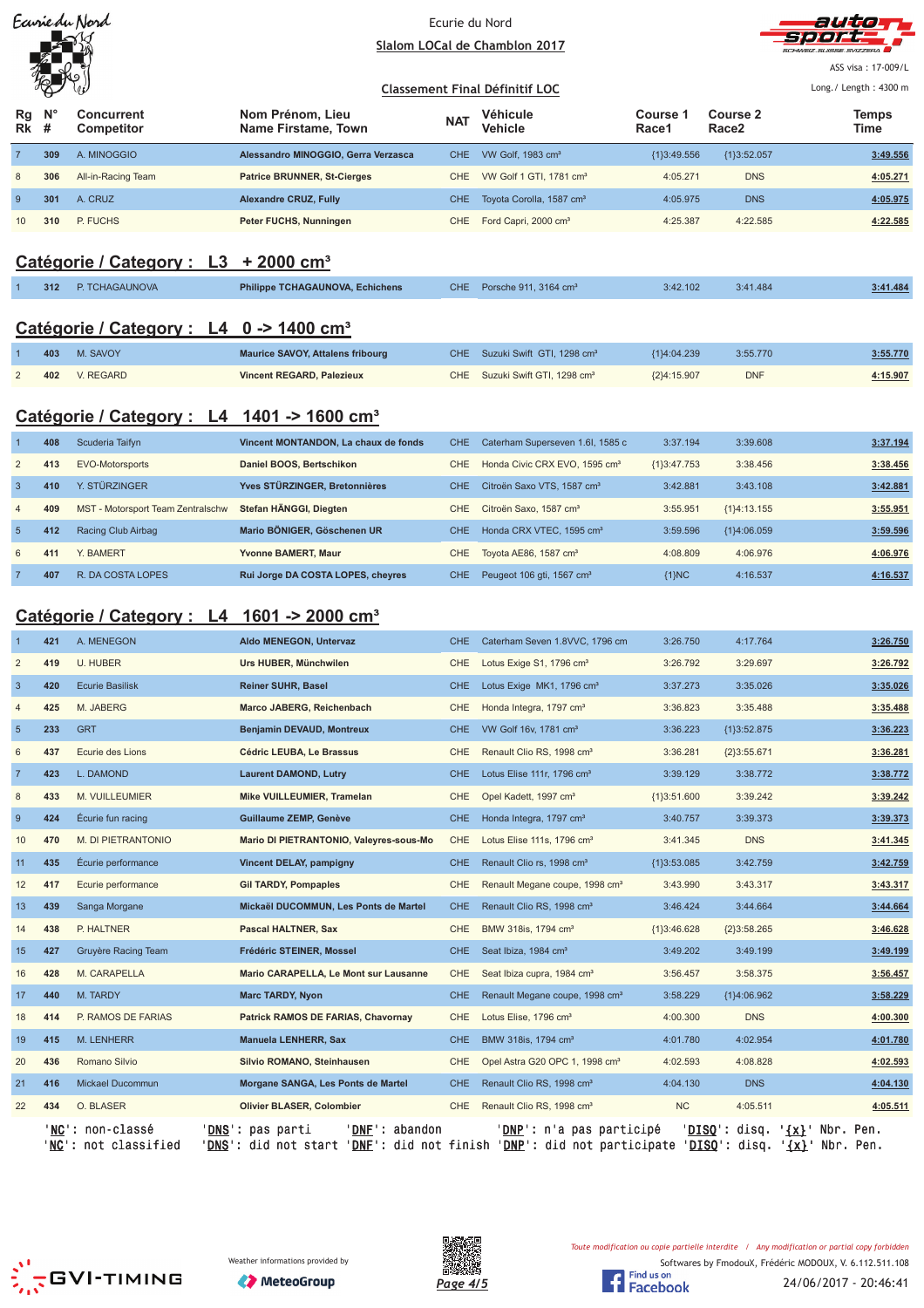Ecurie du Nord

**Slalom LOCal de Chamblon 2017**

**Classement Final Définitif LOC**

ASS visa : 17-009/L

Long./ Length : 4300 m

| Rg Rk | N° # | Concurrent Competitor | Nom Prénom, Lieu Name Firstame, Town | NAT | Véhicule Vehicle | Course 1 Race1 | Course 2 Race2 | Temps Time |
|---|---|---|---|---|---|---|---|---|
| 7 | 309 | A. MINOGGIO | **Alessandro MINOGGIO, Gerra Verzasca** | CHE | VW Golf, 1983 cm³ | {1}3:49.556 | {1}3:52.057 | **3:49.556** |
| 8 | 306 | All-in-Racing Team | **Patrice BRUNNER, St-Cierges** | CHE | VW Golf 1 GTI, 1781 cm³ | 4:05.271 | DNS | **4:05.271** |
| 9 | 301 | A. CRUZ | **Alexandre CRUZ, Fully** | CHE | Toyota Corolla, 1587 cm³ | 4:05.975 | DNS | **4:05.975** |
| 10 | 310 | P. FUCHS | **Peter FUCHS, Nunningen** | CHE | Ford Capri, 2000 cm³ | 4:25.387 | 4:22.585 | **4:22.585** |

## Catégorie / Category : L3 + 2000 cm³

| Rg Rk | N° # | Concurrent Competitor | Nom Prénom, Lieu Name Firstame, Town | NAT | Véhicule Vehicle | Course 1 Race1 | Course 2 Race2 | Temps Time |
|---|---|---|---|---|---|---|---|---|
| 1 | 312 | P. TCHAGAUNOVA | **Philippe TCHAGAUNOVA, Echichens** | CHE | Porsche 911, 3164 cm³ | 3:42.102 | 3:41.484 | **3:41.484** |

## Catégorie / Category : L4 0 -> 1400 cm³

| Rg Rk | N° # | Concurrent Competitor | Nom Prénom, Lieu Name Firstame, Town | NAT | Véhicule Vehicle | Course 1 Race1 | Course 2 Race2 | Temps Time |
|---|---|---|---|---|---|---|---|---|
| 1 | 403 | M. SAVOY | **Maurice SAVOY, Attalens fribourg** | CHE | Suzuki Swift GTI, 1298 cm³ | {1}4:04.239 | 3:55.770 | **3:55.770** |
| 2 | 402 | V. REGARD | **Vincent REGARD, Palezieux** | CHE | Suzuki Swift GTI, 1298 cm³ | {2}4:15.907 | DNF | **4:15.907** |

## Catégorie / Category : L4 1401 -> 1600 cm³

| Rg Rk | N° # | Concurrent Competitor | Nom Prénom, Lieu Name Firstame, Town | NAT | Véhicule Vehicle | Course 1 Race1 | Course 2 Race2 | Temps Time |
|---|---|---|---|---|---|---|---|---|
| 1 | 408 | Scuderia Taifyn | **Vincent MONTANDON, La chaux de fonds** | CHE | Caterham Superseven 1.6l, 1585 c | 3:37.194 | 3:39.608 | **3:37.194** |
| 2 | 413 | EVO-Motorsports | **Daniel BOOS, Bertschikon** | CHE | Honda Civic CRX EVO, 1595 cm³ | {1}3:47.753 | 3:38.456 | **3:38.456** |
| 3 | 410 | Y. STÜRZINGER | **Yves STÜRZINGER, Bretonnières** | CHE | Citroën Saxo VTS, 1587 cm³ | 3:42.881 | 3:43.108 | **3:42.881** |
| 4 | 409 | MST - Motorsport Team Zentralschw | **Stefan HÄNGGI, Diegten** | CHE | Citroën Saxo, 1587 cm³ | 3:55.951 | {1}4:13.155 | **3:55.951** |
| 5 | 412 | Racing Club Airbag | **Mario BÖNIGER, Göschenen UR** | CHE | Honda CRX VTEC, 1595 cm³ | 3:59.596 | {1}4:06.059 | **3:59.596** |
| 6 | 411 | Y. BAMERT | **Yvonne BAMERT, Maur** | CHE | Toyota AE86, 1587 cm³ | 4:08.809 | 4:06.976 | **4:06.976** |
| 7 | 407 | R. DA COSTA LOPES | **Rui Jorge DA COSTA LOPES, cheyres** | CHE | Peugeot 106 gti, 1567 cm³ | {1}NC | 4:16.537 | **4:16.537** |

## Catégorie / Category : L4 1601 -> 2000 cm³

| Rg Rk | N° # | Concurrent Competitor | Nom Prénom, Lieu Name Firstame, Town | NAT | Véhicule Vehicle | Course 1 Race1 | Course 2 Race2 | Temps Time |
|---|---|---|---|---|---|---|---|---|
| 1 | 421 | A. MENEGON | **Aldo MENEGON, Untervaz** | CHE | Caterham Seven 1.8VVC, 1796 cm | 3:26.750 | 4:17.764 | **3:26.750** |
| 2 | 419 | U. HUBER | **Urs HUBER, Münchwilen** | CHE | Lotus Exige S1, 1796 cm³ | 3:26.792 | 3:29.697 | **3:26.792** |
| 3 | 420 | Ecurie Basilisk | **Reiner SUHR, Basel** | CHE | Lotus Exige MK1, 1796 cm³ | 3:37.273 | 3:35.026 | **3:35.026** |
| 4 | 425 | M. JABERG | **Marco JABERG, Reichenbach** | CHE | Honda Integra, 1797 cm³ | 3:36.823 | 3:35.488 | **3:35.488** |
| 5 | 233 | GRT | **Benjamin DEVAUD, Montreux** | CHE | VW Golf 16v, 1781 cm³ | 3:36.223 | {1}3:52.875 | **3:36.223** |
| 6 | 437 | Ecurie des Lions | **Cédric LEUBA, Le Brassus** | CHE | Renault Clio RS, 1998 cm³ | 3:36.281 | {2}3:55.671 | **3:36.281** |
| 7 | 423 | L. DAMOND | **Laurent DAMOND, Lutry** | CHE | Lotus Elise 111r, 1796 cm³ | 3:39.129 | 3:38.772 | **3:38.772** |
| 8 | 433 | M. VUILLEUMIER | **Mike VUILLEUMIER, Tramelan** | CHE | Opel Kadett, 1997 cm³ | {1}3:51.600 | 3:39.242 | **3:39.242** |
| 9 | 424 | Écurie fun racing | **Guillaume ZEMP, Genève** | CHE | Honda Integra, 1797 cm³ | 3:40.757 | 3:39.373 | **3:39.373** |
| 10 | 470 | M. DI PIETRANTONIO | **Mario DI PIETRANTONIO, Valeyres-sous-Mo** | CHE | Lotus Elise 111s, 1796 cm³ | 3:41.345 | DNS | **3:41.345** |
| 11 | 435 | Écurie performance | **Vincent DELAY, pampigny** | CHE | Renault Clio rs, 1998 cm³ | {1}3:53.085 | 3:42.759 | **3:42.759** |
| 12 | 417 | Ecurie performance | **Gil TARDY, Pompaples** | CHE | Renault Megane coupe, 1998 cm³ | 3:43.990 | 3:43.317 | **3:43.317** |
| 13 | 439 | Sanga Morgane | **Mickaël DUCOMMUN, Les Ponts de Martel** | CHE | Renault Clio RS, 1998 cm³ | 3:46.424 | 3:44.664 | **3:44.664** |
| 14 | 438 | P. HALTNER | **Pascal HALTNER, Sax** | CHE | BMW 318is, 1794 cm³ | {1}3:46.628 | {2}3:58.265 | **3:46.628** |
| 15 | 427 | Gruyère Racing Team | **Frédéric STEINER, Mossel** | CHE | Seat Ibiza, 1984 cm³ | 3:49.202 | 3:49.199 | **3:49.199** |
| 16 | 428 | M. CARAPELLA | **Mario CARAPELLA, Le Mont sur Lausanne** | CHE | Seat Ibiza cupra, 1984 cm³ | 3:56.457 | 3:58.375 | **3:56.457** |
| 17 | 440 | M. TARDY | **Marc TARDY, Nyon** | CHE | Renault Megane coupe, 1998 cm³ | 3:58.229 | {1}4:06.962 | **3:58.229** |
| 18 | 414 | P. RAMOS DE FARIAS | **Patrick RAMOS DE FARIAS, Chavornay** | CHE | Lotus Elise, 1796 cm³ | 4:00.300 | DNS | **4:00.300** |
| 19 | 415 | M. LENHERR | **Manuela LENHERR, Sax** | CHE | BMW 318is, 1794 cm³ | 4:01.780 | 4:02.954 | **4:01.780** |
| 20 | 436 | Romano Silvio | **Silvio ROMANO, Steinhausen** | CHE | Opel Astra G20 OPC 1, 1998 cm³ | 4:02.593 | 4:08.828 | **4:02.593** |
| 21 | 416 | Mickael Ducommun | **Morgane SANGA, Les Ponts de Martel** | CHE | Renault Clio RS, 1998 cm³ | 4:04.130 | DNS | **4:04.130** |
| 22 | 434 | O. BLASER | **Olivier BLASER, Colombier** | CHE | Renault Clio RS, 1998 cm³ | NC | 4:05.511 | **4:05.511** |

'**NC**': non-classé '**DNS**': pas parti '**DNF**': abandon '**DNP**': n'a pas participé '**DISQ**': disq. '**{x}**' Nbr. Pen.
'**NC**': not classified '**DNS**': did not start '**DNF**': did not finish '**DNP**': did not participate '**DISQ**': disq. '**{x}**' Nbr. Pen.

Weather informations provided by MeteoGroup

Toute modification ou copie partielle interdite / Any modification or partial copy forbidden

Softwares by FmodouX, Frédéric MODOUX, V. 6.112.511.108

24/06/2017 - 20:46:41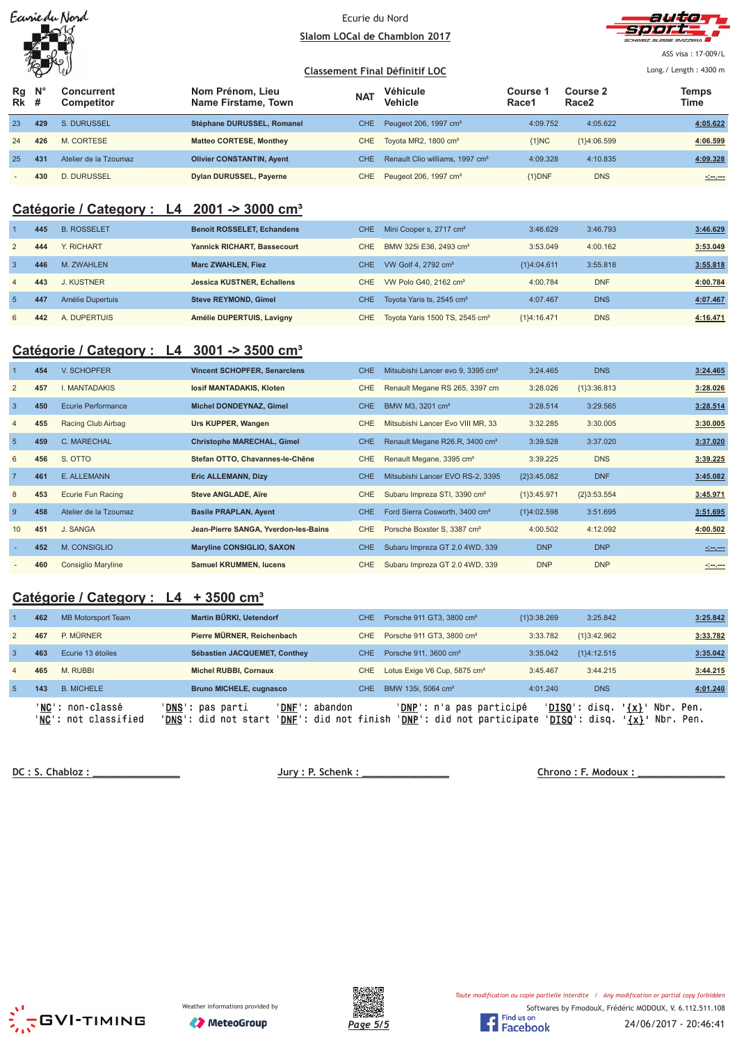Ecurie du Nord

**Slalom LOCal de Chamblon 2017**

**Classement Final Définitif LOC**

ASS visa : 17-009/L

Long./ Length : 4300 m

| Rg Rk | N° # | Concurrent Competitor | Nom Prénom, Lieu Name Firstame, Town | NAT | Véhicule Vehicle | Course 1 Race1 | Course 2 Race2 | Temps Time |
|---|---|---|---|---|---|---|---|---|
| 23 | 429 | S. DURUSSEL | Stéphane DURUSSEL, Romanel | CHE | Peugeot 206, 1997 cm³ | 4:09.752 | 4:05.622 | 4:05.622 |
| 24 | 426 | M. CORTESE | Matteo CORTESE, Monthey | CHE | Toyota MR2, 1800 cm³ | {1}NC | {1}4:06.599 | 4:06.599 |
| 25 | 431 | Atelier de la Tzoumaz | Olivier CONSTANTIN, Ayent | CHE | Renault Clio williams, 1997 cm³ | 4:09.328 | 4:10.835 | 4:09.328 |
| - | 430 | D. DURUSSEL | Dylan DURUSSEL, Payerne | CHE | Peugeot 206, 1997 cm³ | {1}DNF | DNS | -:--.--- |

## Catégorie / Category : L4 2001 -> 3000 cm³

| Rg Rk | N° # | Concurrent Competitor | Nom Prénom, Lieu Name Firstame, Town | NAT | Véhicule Vehicle | Course 1 Race1 | Course 2 Race2 | Temps Time |
|---|---|---|---|---|---|---|---|---|
| 1 | 445 | B. ROSSELET | Benoit ROSSELET, Echandens | CHE | Mini Cooper s, 2717 cm³ | 3:46.629 | 3:46.793 | 3:46.629 |
| 2 | 444 | Y. RICHART | Yannick RICHART, Bassecourt | CHE | BMW 325i E36, 2493 cm³ | 3:53.049 | 4:00.162 | 3:53.049 |
| 3 | 446 | M. ZWAHLEN | Marc ZWAHLEN, Fiez | CHE | VW Golf 4, 2792 cm³ | {1}4:04.611 | 3:55.818 | 3:55.818 |
| 4 | 443 | J. KUSTNER | Jessica KUSTNER, Echallens | CHE | VW Polo G40, 2162 cm³ | 4:00.784 | DNF | 4:00.784 |
| 5 | 447 | Amélie Dupertuis | Steve REYMOND, Gimel | CHE | Toyota Yaris ts, 2545 cm³ | 4:07.467 | DNS | 4:07.467 |
| 6 | 442 | A. DUPERTUIS | Amélie DUPERTUIS, Lavigny | CHE | Toyota Yaris 1500 TS, 2545 cm³ | {1}4:16.471 | DNS | 4:16.471 |

## Catégorie / Category : L4 3001 -> 3500 cm³

| Rg Rk | N° # | Concurrent Competitor | Nom Prénom, Lieu Name Firstame, Town | NAT | Véhicule Vehicle | Course 1 Race1 | Course 2 Race2 | Temps Time |
|---|---|---|---|---|---|---|---|---|
| 1 | 454 | V. SCHOPFER | Vincent SCHOPFER, Senarclens | CHE | Mitsubishi Lancer evo 9, 3395 cm³ | 3:24.465 | DNS | 3:24.465 |
| 2 | 457 | I. MANTADAKIS | Iosif MANTADAKIS, Kloten | CHE | Renault Megane RS 265, 3397 cm | 3:28.026 | {1}3:36.813 | 3:28.026 |
| 3 | 450 | Ecurie Performance | Michel DONDEYNAZ, Gimel | CHE | BMW M3, 3201 cm³ | 3:28.514 | 3:29.565 | 3:28.514 |
| 4 | 455 | Racing Club Airbag | Urs KUPPER, Wangen | CHE | Mitsubishi Lancer Evo VIII MR, 33 | 3:32.285 | 3:30.005 | 3:30.005 |
| 5 | 459 | C. MARECHAL | Christophe MARECHAL, Gimel | CHE | Renault Megane R26.R, 3400 cm³ | 3:39.528 | 3:37.020 | 3:37.020 |
| 6 | 456 | S. OTTO | Stefan OTTO, Chavannes-le-Chêne | CHE | Renault Megane, 3395 cm³ | 3:39.225 | DNS | 3:39.225 |
| 7 | 461 | E. ALLEMANN | Eric ALLEMANN, Dizy | CHE | Mitsubishi Lancer EVO RS-2, 3395 | {2}3:45.082 | DNF | 3:45.082 |
| 8 | 453 | Ecurie Fun Racing | Steve ANGLADE, Aïre | CHE | Subaru Impreza STI, 3390 cm³ | {1}3:45.971 | {2}3:53.554 | 3:45.971 |
| 9 | 458 | Atelier de la Tzoumaz | Basile PRAPLAN, Ayent | CHE | Ford Sierra Cosworth, 3400 cm³ | {1}4:02.598 | 3:51.695 | 3:51.695 |
| 10 | 451 | J. SANGA | Jean-Pierre SANGA, Yverdon-les-Bains | CHE | Porsche Boxster S, 3387 cm³ | 4:00.502 | 4:12.092 | 4:00.502 |
| - | 452 | M. CONSIGLIO | Maryline CONSIGLIO, SAXON | CHE | Subaru Impreza GT 2.0 4WD, 339 | DNP | DNP | -:--.--- |
| - | 460 | Consiglio Maryline | Samuel KRUMMEN, lucens | CHE | Subaru Impreza GT 2.0 4WD, 339 | DNP | DNP | -:--.--- |

## Catégorie / Category : L4 + 3500 cm³

| Rg Rk | N° # | Concurrent Competitor | Nom Prénom, Lieu Name Firstame, Town | NAT | Véhicule Vehicle | Course 1 Race1 | Course 2 Race2 | Temps Time |
|---|---|---|---|---|---|---|---|---|
| 1 | 462 | MB Motorsport Team | Martin BÜRKI, Uetendorf | CHE | Porsche 911 GT3, 3800 cm³ | {1}3:38.269 | 3:25.842 | 3:25.842 |
| 2 | 467 | P. MÜRNER | Pierre MÜRNER, Reichenbach | CHE | Porsche 911 GT3, 3800 cm³ | 3:33.782 | {1}3:42.962 | 3:33.782 |
| 3 | 463 | Ecurie 13 étoiles | Sébastien JACQUEMET, Conthey | CHE | Porsche 911, 3600 cm³ | 3:35.042 | {1}4:12.515 | 3:35.042 |
| 4 | 465 | M. RUBBI | Michel RUBBI, Cornaux | CHE | Lotus Exige V6 Cup, 5875 cm³ | 3:45.467 | 3:44.215 | 3:44.215 |
| 5 | 143 | B. MICHELE | Bruno MICHELE, cugnasco | CHE | BMW 135i, 5064 cm³ | 4:01.240 | DNS | 4:01.240 |

'NC': non-classé 'DNS': pas parti 'DNF': abandon 'DNP': n'a pas participé 'DISQ': disq. '{x}' Nbr. Pen.
'NC': not classified 'DNS': did not start 'DNF': did not finish 'DNP': did not participate 'DISQ': disq. '{x}' Nbr. Pen.

DC : S. Chabloz : _______________ Jury : P. Schenk : _______________ Chrono : F. Modoux : _______________

Weather informations provided by MeteoGroup

Toute modification ou copie partielle interdite / Any modification or partial copy forbidden

Softwares by FmodouX, Frédéric MODOUX, V. 6.112.511.108

24/06/2017 - 20:46:41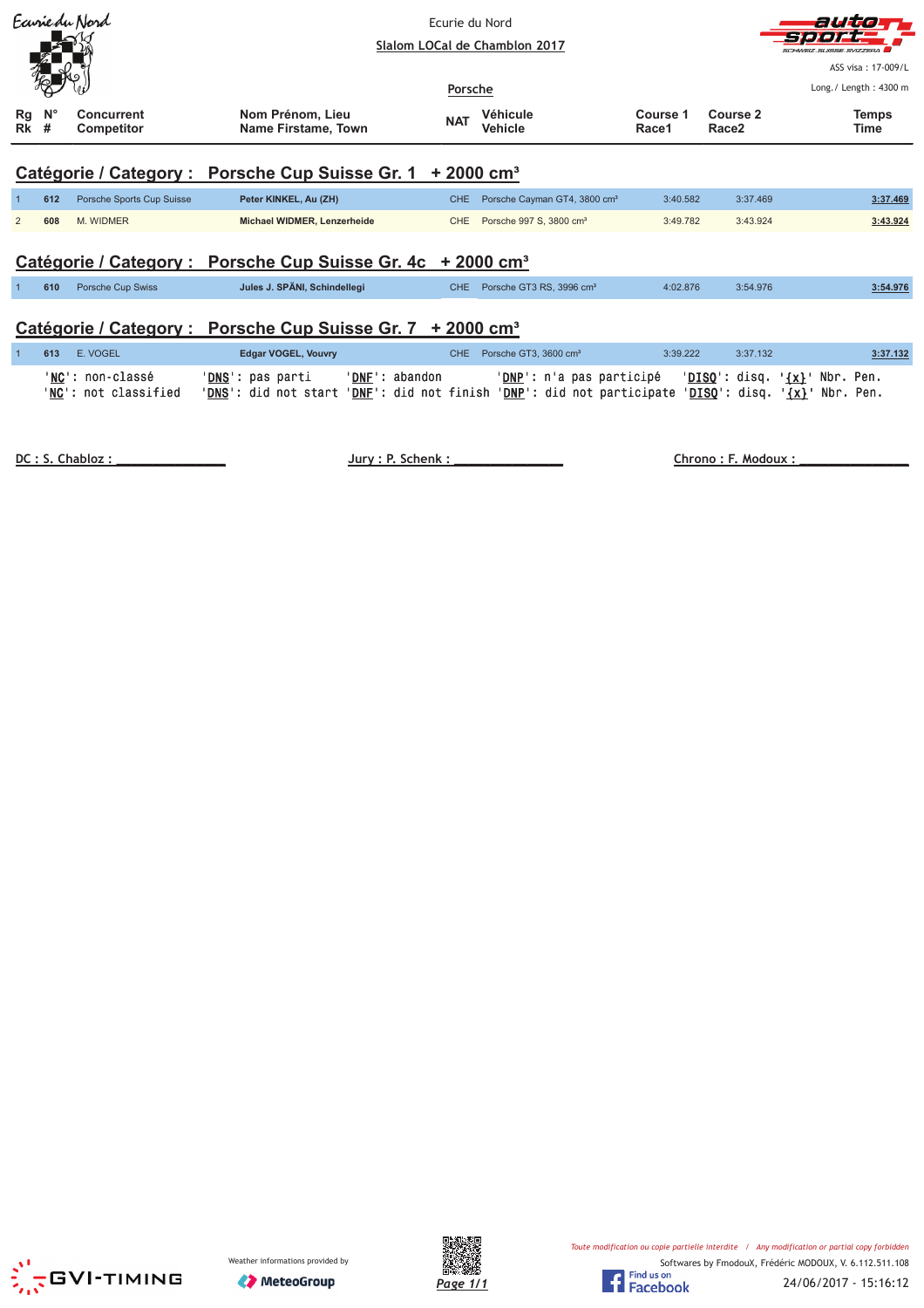Ecurie du Nord

**Slalom LOCal de Chamblon 2017**

**Porsche**

ASS visa : 17-009/L

Long./ Length : 4300 m

## Catégorie / Category : Porsche Cup Suisse Gr. 1 + 2000 cm³

| Rg Rk | N° # | Concurrent Competitor | Nom Prénom, Lieu Name Firstame, Town | NAT | Véhicule Vehicle | Course 1 Race1 | Course 2 Race2 | Temps Time |
|---|---|---|---|---|---|---|---|---|
| 1 | 612 | Porsche Sports Cup Suisse | Peter KINKEL, Au (ZH) | CHE | Porsche Cayman GT4, 3800 cm³ | 3:40.582 | 3:37.469 | 3:37.469 |
| 2 | 608 | M. WIDMER | Michael WIDMER, Lenzerheide | CHE | Porsche 997 S, 3800 cm³ | 3:49.782 | 3:43.924 | 3:43.924 |

## Catégorie / Category : Porsche Cup Suisse Gr. 4c + 2000 cm³

| Rg Rk | N° # | Concurrent Competitor | Nom Prénom, Lieu Name Firstame, Town | NAT | Véhicule Vehicle | Course 1 Race1 | Course 2 Race2 | Temps Time |
|---|---|---|---|---|---|---|---|---|
| 1 | 610 | Porsche Cup Swiss | Jules J. SPÄNI, Schindellegi | CHE | Porsche GT3 RS, 3996 cm³ | 4:02.876 | 3:54.976 | 3:54.976 |

## Catégorie / Category : Porsche Cup Suisse Gr. 7 + 2000 cm³

| Rg Rk | N° # | Concurrent Competitor | Nom Prénom, Lieu Name Firstame, Town | NAT | Véhicule Vehicle | Course 1 Race1 | Course 2 Race2 | Temps Time |
|---|---|---|---|---|---|---|---|---|
| 1 | 613 | E. VOGEL | Edgar VOGEL, Vouvry | CHE | Porsche GT3, 3600 cm³ | 3:39.222 | 3:37.132 | 3:37.132 |

'NC': non-classé 'DNS': pas parti 'DNF': abandon 'DNP': n'a pas participé 'DISQ': disq. '{x}' Nbr. Pen.
'NC': not classified 'DNS': did not start 'DNF': did not finish 'DNP': did not participate 'DISQ': disq. '{x}' Nbr. Pen.

DC : S. Chabloz : _______________ Jury : P. Schenk : _______________ Chrono : F. Modoux : _______________

Weather informations provided by MeteoGroup

*Toute modification ou copie partielle interdite / Any modification or partial copy forbidden*

Softwares by FmodouX, Frédéric MODOUX, V. 6.112.511.108

24/06/2017 - 15:16:12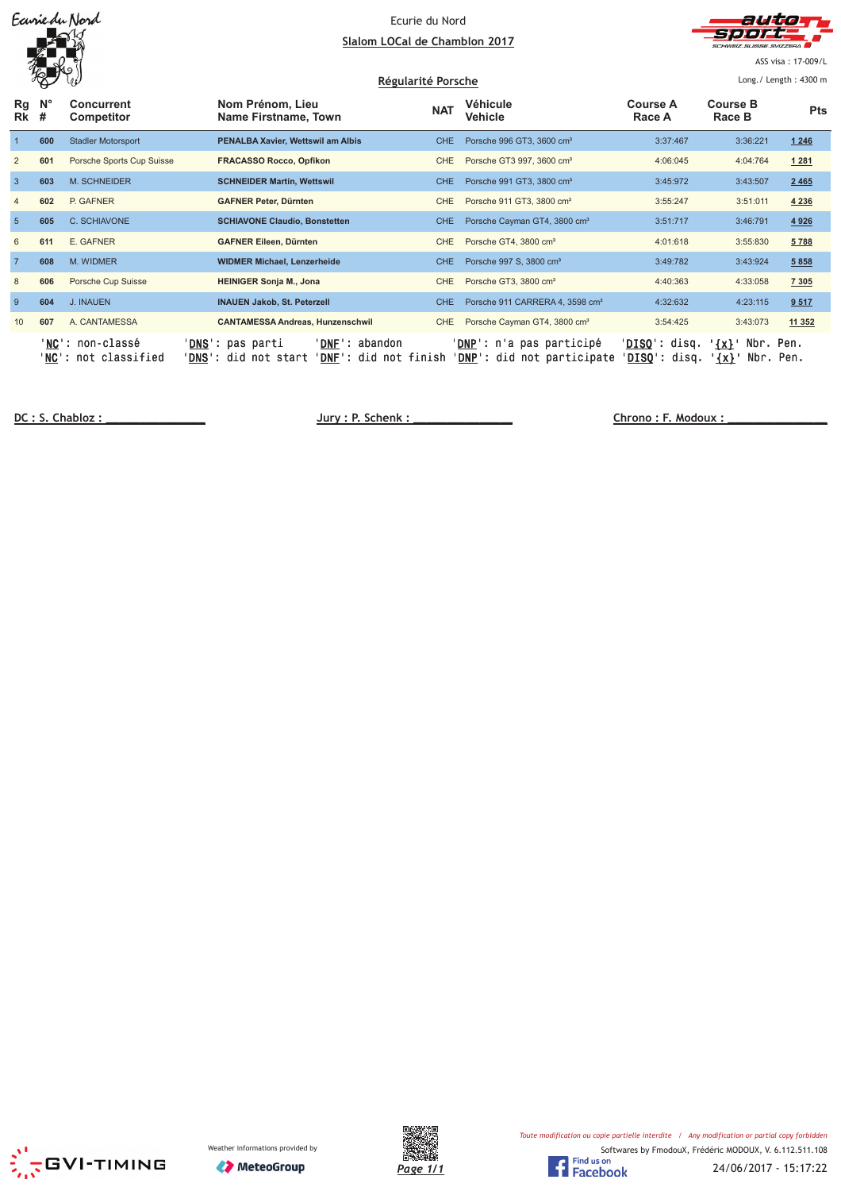Ecurie du Nord

## Slalom LOCal de Chamblon 2017

ASS visa : 17-009/L

Long./ Length : 4300 m

### Régularité Porsche

| Rg Rk | N° # | Concurrent Competitor | Nom Prénom, Lieu Name Firstname, Town | NAT | Véhicule Vehicle | Course A Race A | Course B Race B | Pts |
|---|---|---|---|---|---|---|---|---|
| 1 | 600 | Stadler Motorsport | PENALBA Xavier, Wettswil am Albis | CHE | Porsche 996 GT3, 3600 cm³ | 3:37:467 | 3:36:221 | 1 246 |
| 2 | 601 | Porsche Sports Cup Suisse | FRACASSO Rocco, Opfikon | CHE | Porsche GT3 997, 3600 cm³ | 4:06:045 | 4:04:764 | 1 281 |
| 3 | 603 | M. SCHNEIDER | SCHNEIDER Martin, Wettswil | CHE | Porsche 991 GT3, 3800 cm³ | 3:45:972 | 3:43:507 | 2 465 |
| 4 | 602 | P. GAFNER | GAFNER Peter, Dürnten | CHE | Porsche 911 GT3, 3800 cm³ | 3:55:247 | 3:51:011 | 4 236 |
| 5 | 605 | C. SCHIAVONE | SCHIAVONE Claudio, Bonstetten | CHE | Porsche Cayman GT4, 3800 cm³ | 3:51:717 | 3:46:791 | 4 926 |
| 6 | 611 | E. GAFNER | GAFNER Eileen, Dürnten | CHE | Porsche GT4, 3800 cm³ | 4:01:618 | 3:55:830 | 5 788 |
| 7 | 608 | M. WIDMER | WIDMER Michael, Lenzerheide | CHE | Porsche 997 S, 3800 cm³ | 3:49:782 | 3:43:924 | 5 858 |
| 8 | 606 | Porsche Cup Suisse | HEINIGER Sonja M., Jona | CHE | Porsche GT3, 3800 cm³ | 4:40:363 | 4:33:058 | 7 305 |
| 9 | 604 | J. INAUEN | INAUEN Jakob, St. Peterzell | CHE | Porsche 911 CARRERA 4, 3598 cm³ | 4:32:632 | 4:23:115 | 9 517 |
| 10 | 607 | A. CANTAMESSA | CANTAMESSA Andreas, Hunzenschwil | CHE | Porsche Cayman GT4, 3800 cm³ | 3:54:425 | 3:43:073 | 11 352 |

'NC': non-classé 'DNS': pas parti 'DNF': abandon 'DNP': n'a pas participé 'DISQ': disq. '{x}' Nbr. Pen.
'NC': not classified 'DNS': did not start 'DNF': did not finish 'DNP': did not participate 'DISQ': disq. '{x}' Nbr. Pen.

DC : S. Chabloz : _______________ Jury : P. Schenk : _______________ Chrono : F. Modoux : _______________

Weather informations provided by MeteoGroup

Toute modification ou copie partielle interdite / Any modification or partial copy forbidden

Softwares by FmodouX, Frédéric MODOUX, V. 6.112.511.108

24/06/2017 - 15:17:22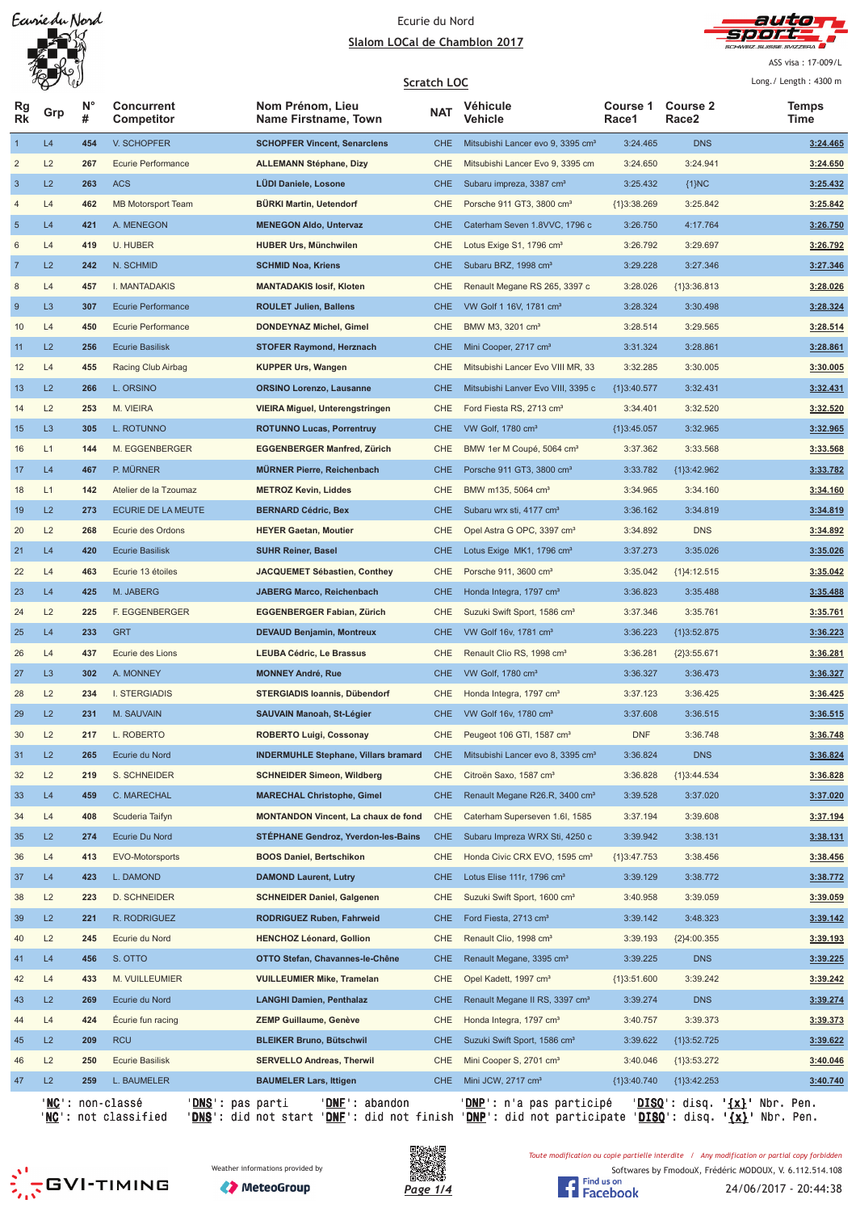# Ecurie du Nord

## Slalom LOCal de Chamblon 2017

### Scratch LOC

ASS visa : 17-009/L

Long./ Length : 4300 m

| Rg Rk | Grp | N° # | Concurrent Competitor | Nom Prénom, Lieu Name Firstname, Town | NAT | Véhicule Vehicle | Course 1 Race1 | Course 2 Race2 | Temps Time |
|---|---|---|---|---|---|---|---|---|---|
| 1 | L4 | 454 | V. SCHOPFER | SCHOPFER Vincent, Senarclens | CHE | Mitsubishi Lancer evo 9, 3395 cm³ | 3:24.465 | DNS | 3:24.465 |
| 2 | L2 | 267 | Ecurie Performance | ALLEMANN Stéphane, Dizy | CHE | Mitsubishi Lancer Evo 9, 3395 cm | 3:24.650 | 3:24.941 | 3:24.650 |
| 3 | L2 | 263 | ACS | LÜDI Daniele, Losone | CHE | Subaru impreza, 3387 cm³ | 3:25.432 | {1}NC | 3:25.432 |
| 4 | L4 | 462 | MB Motorsport Team | BÜRKI Martin, Uetendorf | CHE | Porsche 911 GT3, 3800 cm³ | {1}3:38.269 | 3:25.842 | 3:25.842 |
| 5 | L4 | 421 | A. MENEGON | MENEGON Aldo, Untervaz | CHE | Caterham Seven 1.8VVC, 1796 c | 3:26.750 | 4:17.764 | 3:26.750 |
| 6 | L4 | 419 | U. HUBER | HUBER Urs, Münchwilen | CHE | Lotus Exige S1, 1796 cm³ | 3:26.792 | 3:29.697 | 3:26.792 |
| 7 | L2 | 242 | N. SCHMID | SCHMID Noa, Kriens | CHE | Subaru BRZ, 1998 cm³ | 3:29.228 | 3:27.346 | 3:27.346 |
| 8 | L4 | 457 | I. MANTADAKIS | MANTADAKIS Iosif, Kloten | CHE | Renault Megane RS 265, 3397 c | 3:28.026 | {1}3:36.813 | 3:28.026 |
| 9 | L3 | 307 | Ecurie Performance | ROULET Julien, Ballens | CHE | VW Golf 1 16V, 1781 cm³ | 3:28.324 | 3:30.498 | 3:28.324 |
| 10 | L4 | 450 | Ecurie Performance | DONDEYNAZ Michel, Gimel | CHE | BMW M3, 3201 cm³ | 3:28.514 | 3:29.565 | 3:28.514 |
| 11 | L2 | 256 | Ecurie Basilisk | STOFER Raymond, Herznach | CHE | Mini Cooper, 2717 cm³ | 3:31.324 | 3:28.861 | 3:28.861 |
| 12 | L4 | 455 | Racing Club Airbag | KUPPER Urs, Wangen | CHE | Mitsubishi Lancer Evo VIII MR, 33 | 3:32.285 | 3:30.005 | 3:30.005 |
| 13 | L2 | 266 | L. ORSINO | ORSINO Lorenzo, Lausanne | CHE | Mitsubishi Lanver Evo VIII, 3395 c | {1}3:40.577 | 3:32.431 | 3:32.431 |
| 14 | L2 | 253 | M. VIEIRA | VIEIRA Miguel, Unterengstringen | CHE | Ford Fiesta RS, 2713 cm³ | 3:34.401 | 3:32.520 | 3:32.520 |
| 15 | L3 | 305 | L. ROTUNNO | ROTUNNO Lucas, Porrentruy | CHE | VW Golf, 1780 cm³ | {1}3:45.057 | 3:32.965 | 3:32.965 |
| 16 | L1 | 144 | M. EGGENBERGER | EGGENBERGER Manfred, Zürich | CHE | BMW 1er M Coupé, 5064 cm³ | 3:37.362 | 3:33.568 | 3:33.568 |
| 17 | L4 | 467 | P. MÜRNER | MÜRNER Pierre, Reichenbach | CHE | Porsche 911 GT3, 3800 cm³ | 3:33.782 | {1}3:42.962 | 3:33.782 |
| 18 | L1 | 142 | Atelier de la Tzoumaz | METROZ Kevin, Liddes | CHE | BMW m135, 5064 cm³ | 3:34.965 | 3:34.160 | 3:34.160 |
| 19 | L2 | 273 | ECURIE DE LA MEUTE | BERNARD Cédric, Bex | CHE | Subaru wrx sti, 4177 cm³ | 3:36.162 | 3:34.819 | 3:34.819 |
| 20 | L2 | 268 | Ecurie des Ordons | HEYER Gaetan, Moutier | CHE | Opel Astra G OPC, 3397 cm³ | 3:34.892 | DNS | 3:34.892 |
| 21 | L4 | 420 | Ecurie Basilisk | SUHR Reiner, Basel | CHE | Lotus Exige MK1, 1796 cm³ | 3:37.273 | 3:35.026 | 3:35.026 |
| 22 | L4 | 463 | Ecurie 13 étoiles | JACQUEMET Sébastien, Conthey | CHE | Porsche 911, 3600 cm³ | 3:35.042 | {1}4:12.515 | 3:35.042 |
| 23 | L4 | 425 | M. JABERG | JABERG Marco, Reichenbach | CHE | Honda Integra, 1797 cm³ | 3:36.823 | 3:35.488 | 3:35.488 |
| 24 | L2 | 225 | F. EGGENBERGER | EGGENBERGER Fabian, Zürich | CHE | Suzuki Swift Sport, 1586 cm³ | 3:37.346 | 3:35.761 | 3:35.761 |
| 25 | L4 | 233 | GRT | DEVAUD Benjamin, Montreux | CHE | VW Golf 16v, 1781 cm³ | 3:36.223 | {1}3:52.875 | 3:36.223 |
| 26 | L4 | 437 | Ecurie des Lions | LEUBA Cédric, Le Brassus | CHE | Renault Clio RS, 1998 cm³ | 3:36.281 | {2}3:55.671 | 3:36.281 |
| 27 | L3 | 302 | A. MONNEY | MONNEY André, Rue | CHE | VW Golf, 1780 cm³ | 3:36.327 | 3:36.473 | 3:36.327 |
| 28 | L2 | 234 | I. STERGIADIS | STERGIADIS Ioannis, Dübendorf | CHE | Honda Integra, 1797 cm³ | 3:37.123 | 3:36.425 | 3:36.425 |
| 29 | L2 | 231 | M. SAUVAIN | SAUVAIN Manoah, St-Légier | CHE | VW Golf 16v, 1780 cm³ | 3:37.608 | 3:36.515 | 3:36.515 |
| 30 | L2 | 217 | L. ROBERTO | ROBERTO Luigi, Cossonay | CHE | Peugeot 106 GTI, 1587 cm³ | DNF | 3:36.748 | 3:36.748 |
| 31 | L2 | 265 | Ecurie du Nord | INDERMUHLE Stephane, Villars bramard | CHE | Mitsubishi Lancer evo 8, 3395 cm³ | 3:36.824 | DNS | 3:36.824 |
| 32 | L2 | 219 | S. SCHNEIDER | SCHNEIDER Simeon, Wildberg | CHE | Citroën Saxo, 1587 cm³ | 3:36.828 | {1}3:44.534 | 3:36.828 |
| 33 | L4 | 459 | C. MARECHAL | MARECHAL Christophe, Gimel | CHE | Renault Megane R26.R, 3400 cm³ | 3:39.528 | 3:37.020 | 3:37.020 |
| 34 | L4 | 408 | Scuderia Taifyn | MONTANDON Vincent, La chaux de fond | CHE | Caterham Superseven 1.6l, 1585 | 3:37.194 | 3:39.608 | 3:37.194 |
| 35 | L2 | 274 | Ecurie Du Nord | STÉPHANE Gendroz, Yverdon-les-Bains | CHE | Subaru Impreza WRX Sti, 4250 c | 3:39.942 | 3:38.131 | 3:38.131 |
| 36 | L4 | 413 | EVO-Motorsports | BOOS Daniel, Bertschikon | CHE | Honda Civic CRX EVO, 1595 cm³ | {1}3:47.753 | 3:38.456 | 3:38.456 |
| 37 | L4 | 423 | L. DAMOND | DAMOND Laurent, Lutry | CHE | Lotus Elise 111r, 1796 cm³ | 3:39.129 | 3:38.772 | 3:38.772 |
| 38 | L2 | 223 | D. SCHNEIDER | SCHNEIDER Daniel, Galgenen | CHE | Suzuki Swift Sport, 1600 cm³ | 3:40.958 | 3:39.059 | 3:39.059 |
| 39 | L2 | 221 | R. RODRIGUEZ | RODRIGUEZ Ruben, Fahrweid | CHE | Ford Fiesta, 2713 cm³ | 3:39.142 | 3:48.323 | 3:39.142 |
| 40 | L2 | 245 | Ecurie du Nord | HENCHOZ Léonard, Gollion | CHE | Renault Clio, 1998 cm³ | 3:39.193 | {2}4:00.355 | 3:39.193 |
| 41 | L4 | 456 | S. OTTO | OTTO Stefan, Chavannes-le-Chêne | CHE | Renault Megane, 3395 cm³ | 3:39.225 | DNS | 3:39.225 |
| 42 | L4 | 433 | M. VUILLEUMIER | VUILLEUMIER Mike, Tramelan | CHE | Opel Kadett, 1997 cm³ | {1}3:51.600 | 3:39.242 | 3:39.242 |
| 43 | L2 | 269 | Ecurie du Nord | LANGHI Damien, Penthalaz | CHE | Renault Megane II RS, 3397 cm³ | 3:39.274 | DNS | 3:39.274 |
| 44 | L4 | 424 | Écurie fun racing | ZEMP Guillaume, Genève | CHE | Honda Integra, 1797 cm³ | 3:40.757 | 3:39.373 | 3:39.373 |
| 45 | L2 | 209 | RCU | BLEIKER Bruno, Bütschwil | CHE | Suzuki Swift Sport, 1586 cm³ | 3:39.622 | {1}3:52.725 | 3:39.622 |
| 46 | L2 | 250 | Ecurie Basilisk | SERVELLO Andreas, Therwil | CHE | Mini Cooper S, 2701 cm³ | 3:40.046 | {1}3:53.272 | 3:40.046 |
| 47 | L2 | 259 | L. BAUMELER | BAUMELER Lars, Ittigen | CHE | Mini JCW, 2717 cm³ | {1}3:40.740 | {1}3:42.253 | 3:40.740 |

'NC': non-classé / 'NC': not classified — 'DNS': pas parti / 'DNS': did not start — 'DNF': abandon / 'DNF': did not finish — 'DNP': n'a pas participé / 'DNP': did not participate — 'DISQ': disq. / 'DISQ': disq. — '{x}' Nbr. Pen. / '{x}' Nbr. Pen.

Weather informations provided by MeteoGroup

Toute modification ou copie partielle interdite / Any modification or partial copy forbidden

Softwares by FmodouX, Frédéric MODOUX, V. 6.112.514.108

24/06/2017 - 20:44:38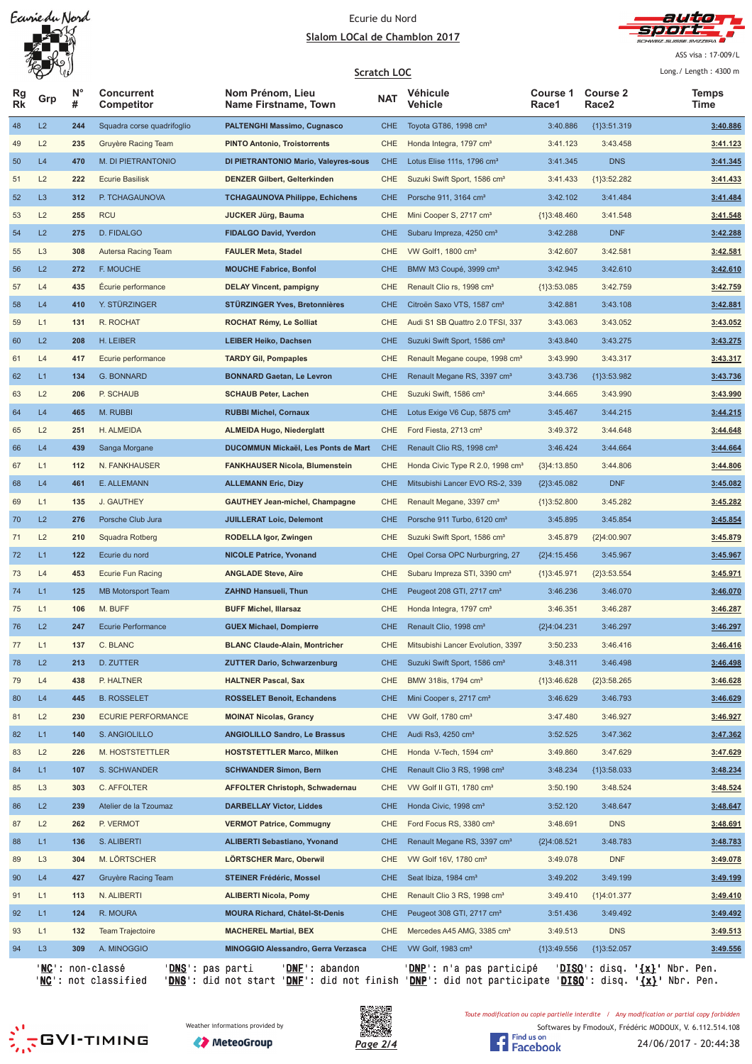Ecurie du Nord

**Slalom LOCal de Chamblon 2017**

ASS visa : 17-009/L

**Scratch LOC**

Long./ Length : 4300 m

| Rg Rk | Grp | N° # | Concurrent Competitor | Nom Prénom, Lieu Name Firstname, Town | NAT | Véhicule Vehicle | Course 1 Race1 | Course 2 Race2 | Temps Time |
|---|---|---|---|---|---|---|---|---|---|
| 48 | L2 | 244 | Squadra corse quadrifoglio | **PALTENGHI Massimo, Cugnasco** | CHE | Toyota GT86, 1998 cm³ | 3:40.886 | {1}3:51.319 | **3:40.886** |
| 49 | L2 | 235 | Gruyère Racing Team | **PINTO Antonio, Troistorrents** | CHE | Honda Integra, 1797 cm³ | 3:41.123 | 3:43.458 | **3:41.123** |
| 50 | L4 | 470 | M. DI PIETRANTONIO | **DI PIETRANTONIO Mario, Valeyres-sous** | CHE | Lotus Elise 111s, 1796 cm³ | 3:41.345 | DNS | **3:41.345** |
| 51 | L2 | 222 | Ecurie Basilisk | **DENZER Gilbert, Gelterkinden** | CHE | Suzuki Swift Sport, 1586 cm³ | 3:41.433 | {1}3:52.282 | **3:41.433** |
| 52 | L3 | 312 | P. TCHAGAUNOVA | **TCHAGAUNOVA Philippe, Echichens** | CHE | Porsche 911, 3164 cm³ | 3:42.102 | 3:41.484 | **3:41.484** |
| 53 | L2 | 255 | RCU | **JUCKER Jürg, Bauma** | CHE | Mini Cooper S, 2717 cm³ | {1}3:48.460 | 3:41.548 | **3:41.548** |
| 54 | L2 | 275 | D. FIDALGO | **FIDALGO David, Yverdon** | CHE | Subaru Impreza, 4250 cm³ | 3:42.288 | DNF | **3:42.288** |
| 55 | L3 | 308 | Autersa Racing Team | **FAULER Meta, Stadel** | CHE | VW Golf1, 1800 cm³ | 3:42.607 | 3:42.581 | **3:42.581** |
| 56 | L2 | 272 | F. MOUCHE | **MOUCHE Fabrice, Bonfol** | CHE | BMW M3 Coupé, 3999 cm³ | 3:42.945 | 3:42.610 | **3:42.610** |
| 57 | L4 | 435 | Écurie performance | **DELAY Vincent, pampigny** | CHE | Renault Clio rs, 1998 cm³ | {1}3:53.085 | 3:42.759 | **3:42.759** |
| 58 | L4 | 410 | Y. STÜRZINGER | **STÜRZINGER Yves, Bretonnières** | CHE | Citroën Saxo VTS, 1587 cm³ | 3:42.881 | 3:43.108 | **3:42.881** |
| 59 | L1 | 131 | R. ROCHAT | **ROCHAT Rémy, Le Solliat** | CHE | Audi S1 SB Quattro 2.0 TFSI, 337 | 3:43.063 | 3:43.052 | **3:43.052** |
| 60 | L2 | 208 | H. LEIBER | **LEIBER Heiko, Dachsen** | CHE | Suzuki Swift Sport, 1586 cm³ | 3:43.840 | 3:43.275 | **3:43.275** |
| 61 | L4 | 417 | Ecurie performance | **TARDY Gil, Pompaples** | CHE | Renault Megane coupe, 1998 cm³ | 3:43.990 | 3:43.317 | **3:43.317** |
| 62 | L1 | 134 | G. BONNARD | **BONNARD Gaetan, Le Levron** | CHE | Renault Megane RS, 3397 cm³ | 3:43.736 | {1}3:53.982 | **3:43.736** |
| 63 | L2 | 206 | P. SCHAUB | **SCHAUB Peter, Lachen** | CHE | Suzuki Swift, 1586 cm³ | 3:44.665 | 3:43.990 | **3:43.990** |
| 64 | L4 | 465 | M. RUBBI | **RUBBI Michel, Cornaux** | CHE | Lotus Exige V6 Cup, 5875 cm³ | 3:45.467 | 3:44.215 | **3:44.215** |
| 65 | L2 | 251 | H. ALMEIDA | **ALMEIDA Hugo, Niederglatt** | CHE | Ford Fiesta, 2713 cm³ | 3:49.372 | 3:44.648 | **3:44.648** |
| 66 | L4 | 439 | Sanga Morgane | **DUCOMMUN Mickaël, Les Ponts de Mart** | CHE | Renault Clio RS, 1998 cm³ | 3:46.424 | 3:44.664 | **3:44.664** |
| 67 | L1 | 112 | N. FANKHAUSER | **FANKHAUSER Nicola, Blumenstein** | CHE | Honda Civic Type R 2.0, 1998 cm³ | {3}4:13.850 | 3:44.806 | **3:44.806** |
| 68 | L4 | 461 | E. ALLEMANN | **ALLEMANN Eric, Dizy** | CHE | Mitsubishi Lancer EVO RS-2, 339 | {2}3:45.082 | DNF | **3:45.082** |
| 69 | L1 | 135 | J. GAUTHEY | **GAUTHEY Jean-michel, Champagne** | CHE | Renault Megane, 3397 cm³ | {1}3:52.800 | 3:45.282 | **3:45.282** |
| 70 | L2 | 276 | Porsche Club Jura | **JUILLERAT Loic, Delemont** | CHE | Porsche 911 Turbo, 6120 cm³ | 3:45.895 | 3:45.854 | **3:45.854** |
| 71 | L2 | 210 | Squadra Rotberg | **RODELLA Igor, Zwingen** | CHE | Suzuki Swift Sport, 1586 cm³ | 3:45.879 | {2}4:00.907 | **3:45.879** |
| 72 | L1 | 122 | Ecurie du nord | **NICOLE Patrice, Yvonand** | CHE | Opel Corsa OPC Nurburgring, 27 | {2}4:15.456 | 3:45.967 | **3:45.967** |
| 73 | L4 | 453 | Ecurie Fun Racing | **ANGLADE Steve, Aïre** | CHE | Subaru Impreza STI, 3390 cm³ | {1}3:45.971 | {2}3:53.554 | **3:45.971** |
| 74 | L1 | 125 | MB Motorsport Team | **ZAHND Hansueli, Thun** | CHE | Peugeot 208 GTI, 2717 cm³ | 3:46.236 | 3:46.070 | **3:46.070** |
| 75 | L1 | 106 | M. BUFF | **BUFF Michel, Illarsaz** | CHE | Honda Integra, 1797 cm³ | 3:46.351 | 3:46.287 | **3:46.287** |
| 76 | L2 | 247 | Ecurie Performance | **GUEX Michael, Dompierre** | CHE | Renault Clio, 1998 cm³ | {2}4:04.231 | 3:46.297 | **3:46.297** |
| 77 | L1 | 137 | C. BLANC | **BLANC Claude-Alain, Montricher** | CHE | Mitsubishi Lancer Evolution, 3397 | 3:50.233 | 3:46.416 | **3:46.416** |
| 78 | L2 | 213 | D. ZUTTER | **ZUTTER Dario, Schwarzenburg** | CHE | Suzuki Swift Sport, 1586 cm³ | 3:48.311 | 3:46.498 | **3:46.498** |
| 79 | L4 | 438 | P. HALTNER | **HALTNER Pascal, Sax** | CHE | BMW 318is, 1794 cm³ | {1}3:46.628 | {2}3:58.265 | **3:46.628** |
| 80 | L4 | 445 | B. ROSSELET | **ROSSELET Benoit, Echandens** | CHE | Mini Cooper s, 2717 cm³ | 3:46.629 | 3:46.793 | **3:46.629** |
| 81 | L2 | 230 | ECURIE PERFORMANCE | **MOINAT Nicolas, Grancy** | CHE | VW Golf, 1780 cm³ | 3:47.480 | 3:46.927 | **3:46.927** |
| 82 | L1 | 140 | S. ANGIOLILLO | **ANGIOLILLO Sandro, Le Brassus** | CHE | Audi Rs3, 4250 cm³ | 3:52.525 | 3:47.362 | **3:47.362** |
| 83 | L2 | 226 | M. HOSTSTETTLER | **HOSTSTETTLER Marco, Milken** | CHE | Honda V-Tech, 1594 cm³ | 3:49.860 | 3:47.629 | **3:47.629** |
| 84 | L1 | 107 | S. SCHWANDER | **SCHWANDER Simon, Bern** | CHE | Renault Clio 3 RS, 1998 cm³ | 3:48.234 | {1}3:58.033 | **3:48.234** |
| 85 | L3 | 303 | C. AFFOLTER | **AFFOLTER Christoph, Schwadernau** | CHE | VW Golf II GTI, 1780 cm³ | 3:50.190 | 3:48.524 | **3:48.524** |
| 86 | L2 | 239 | Atelier de la Tzoumaz | **DARBELLAY Victor, Liddes** | CHE | Honda Civic, 1998 cm³ | 3:52.120 | 3:48.647 | **3:48.647** |
| 87 | L2 | 262 | P. VERMOT | **VERMOT Patrice, Commugny** | CHE | Ford Focus RS, 3380 cm³ | 3:48.691 | DNS | **3:48.691** |
| 88 | L1 | 136 | S. ALIBERTI | **ALIBERTI Sebastiano, Yvonand** | CHE | Renault Megane RS, 3397 cm³ | {2}4:08.521 | 3:48.783 | **3:48.783** |
| 89 | L3 | 304 | M. LÖRTSCHER | **LÖRTSCHER Marc, Oberwil** | CHE | VW Golf 16V, 1780 cm³ | 3:49.078 | DNF | **3:49.078** |
| 90 | L4 | 427 | Gruyère Racing Team | **STEINER Frédéric, Mossel** | CHE | Seat Ibiza, 1984 cm³ | 3:49.202 | 3:49.199 | **3:49.199** |
| 91 | L1 | 113 | N. ALIBERTI | **ALIBERTI Nicola, Pomy** | CHE | Renault Clio 3 RS, 1998 cm³ | 3:49.410 | {1}4:01.377 | **3:49.410** |
| 92 | L1 | 124 | R. MOURA | **MOURA Richard, Châtel-St-Denis** | CHE | Peugeot 308 GTI, 2717 cm³ | 3:51.436 | 3:49.492 | **3:49.492** |
| 93 | L1 | 132 | Team Trajectoire | **MACHEREL Martial, BEX** | CHE | Mercedes A45 AMG, 3385 cm³ | 3:49.513 | DNS | **3:49.513** |
| 94 | L3 | 309 | A. MINOGGIO | **MINOGGIO Alessandro, Gerra Verzasca** | CHE | VW Golf, 1983 cm³ | {1}3:49.556 | {1}3:52.057 | **3:49.556** |

'**NC**': non-classé '**DNS**': pas parti '**DNF**': abandon '**DNP**': n'a pas participé '**DISQ**': disq. '**{x}**' Nbr. Pen.
'**NC**': not classified '**DNS**': did not start '**DNF**': did not finish '**DNP**': did not participate '**DISQ**': disq. '**{x}**' Nbr. Pen.

GVI-TIMING — Weather informations provided by MeteoGroup

*Toute modification ou copie partielle interdite / Any modification or partial copy forbidden*

Softwares by FmodouX, Frédéric MODOUX, V. 6.112.514.108

24/06/2017 - 20:44:38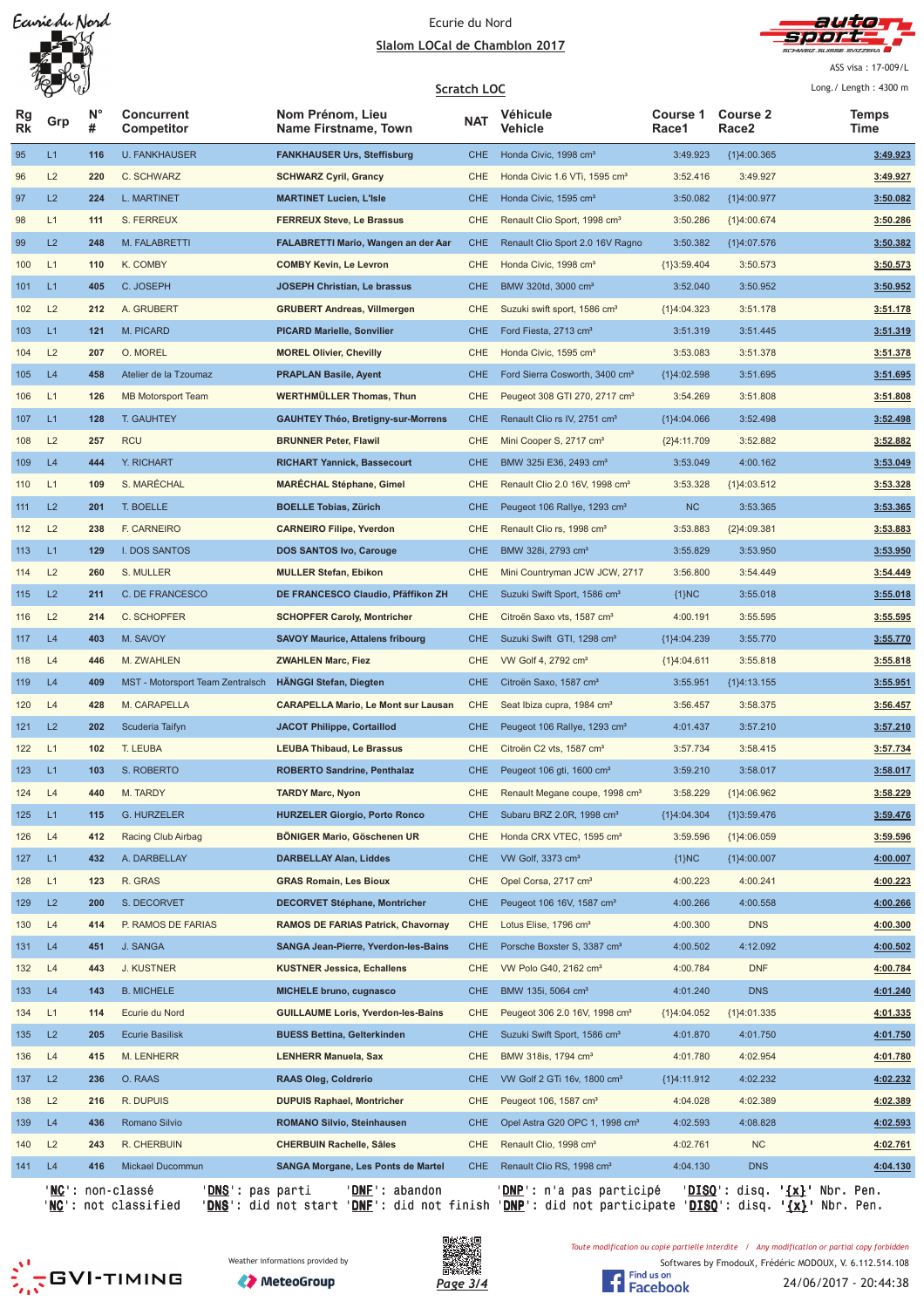# Ecurie du Nord

## Slalom LOCal de Chamblon 2017

ASS visa : 17-009/L

Long./ Length : 4300 m

### Scratch LOC

| Rg Rk | Grp | N° # | Concurrent Competitor | Nom Prénom, Lieu Name Firstname, Town | NAT | Véhicule Vehicle | Course 1 Race1 | Course 2 Race2 | Temps Time |
|---|---|---|---|---|---|---|---|---|---|
| 95 | L1 | 116 | U. FANKHAUSER | **FANKHAUSER Urs, Steffisburg** | CHE | Honda Civic, 1998 cm³ | 3:49.923 | {1}4:00.365 | **3:49.923** |
| 96 | L2 | 220 | C. SCHWARZ | **SCHWARZ Cyril, Grancy** | CHE | Honda Civic 1.6 VTi, 1595 cm³ | 3:52.416 | 3:49.927 | **3:49.927** |
| 97 | L2 | 224 | L. MARTINET | **MARTINET Lucien, L'Isle** | CHE | Honda Civic, 1595 cm³ | 3:50.082 | {1}4:00.977 | **3:50.082** |
| 98 | L1 | 111 | S. FERREUX | **FERREUX Steve, Le Brassus** | CHE | Renault Clio Sport, 1998 cm³ | 3:50.286 | {1}4:00.674 | **3:50.286** |
| 99 | L2 | 248 | M. FALABRETTI | **FALABRETTI Mario, Wangen an der Aar** | CHE | Renault Clio Sport 2.0 16V Ragno | 3:50.382 | {1}4:07.576 | **3:50.382** |
| 100 | L1 | 110 | K. COMBY | **COMBY Kevin, Le Levron** | CHE | Honda Civic, 1998 cm³ | {1}3:59.404 | 3:50.573 | **3:50.573** |
| 101 | L1 | 405 | C. JOSEPH | **JOSEPH Christian, Le brassus** | CHE | BMW 320td, 3000 cm³ | 3:52.040 | 3:50.952 | **3:50.952** |
| 102 | L2 | 212 | A. GRUBERT | **GRUBERT Andreas, Villmergen** | CHE | Suzuki swift sport, 1586 cm³ | {1}4:04.323 | 3:51.178 | **3:51.178** |
| 103 | L1 | 121 | M. PICARD | **PICARD Marielle, Sonvilier** | CHE | Ford Fiesta, 2713 cm³ | 3:51.319 | 3:51.445 | **3:51.319** |
| 104 | L2 | 207 | O. MOREL | **MOREL Olivier, Chevilly** | CHE | Honda Civic, 1595 cm³ | 3:53.083 | 3:51.378 | **3:51.378** |
| 105 | L4 | 458 | Atelier de la Tzoumaz | **PRAPLAN Basile, Ayent** | CHE | Ford Sierra Cosworth, 3400 cm³ | {1}4:02.598 | 3:51.695 | **3:51.695** |
| 106 | L1 | 126 | MB Motorsport Team | **WERTHMÜLLER Thomas, Thun** | CHE | Peugeot 308 GTI 270, 2717 cm³ | 3:54.269 | 3:51.808 | **3:51.808** |
| 107 | L1 | 128 | T. GAUHTEY | **GAUHTEY Théo, Bretigny-sur-Morrens** | CHE | Renault Clio rs IV, 2751 cm³ | {1}4:04.066 | 3:52.498 | **3:52.498** |
| 108 | L2 | 257 | RCU | **BRUNNER Peter, Flawil** | CHE | Mini Cooper S, 2717 cm³ | {2}4:11.709 | 3:52.882 | **3:52.882** |
| 109 | L4 | 444 | Y. RICHART | **RICHART Yannick, Bassecourt** | CHE | BMW 325i E36, 2493 cm³ | 3:53.049 | 4:00.162 | **3:53.049** |
| 110 | L1 | 109 | S. MARÉCHAL | **MARÉCHAL Stéphane, Gimel** | CHE | Renault Clio 2.0 16V, 1998 cm³ | 3:53.328 | {1}4:03.512 | **3:53.328** |
| 111 | L2 | 201 | T. BOELLE | **BOELLE Tobias, Zürich** | CHE | Peugeot 106 Rallye, 1293 cm³ | NC | 3:53.365 | **3:53.365** |
| 112 | L2 | 238 | F. CARNEIRO | **CARNEIRO Filipe, Yverdon** | CHE | Renault Clio rs, 1998 cm³ | 3:53.883 | {2}4:09.381 | **3:53.883** |
| 113 | L1 | 129 | I. DOS SANTOS | **DOS SANTOS Ivo, Carouge** | CHE | BMW 328i, 2793 cm³ | 3:55.829 | 3:53.950 | **3:53.950** |
| 114 | L2 | 260 | S. MULLER | **MULLER Stefan, Ebikon** | CHE | Mini Countryman JCW JCW, 2717 | 3:56.800 | 3:54.449 | **3:54.449** |
| 115 | L2 | 211 | C. DE FRANCESCO | **DE FRANCESCO Claudio, Pfäffikon ZH** | CHE | Suzuki Swift Sport, 1586 cm³ | {1}NC | 3:55.018 | **3:55.018** |
| 116 | L2 | 214 | C. SCHOPFER | **SCHOPFER Caroly, Montricher** | CHE | Citroën Saxo vts, 1587 cm³ | 4:00.191 | 3:55.595 | **3:55.595** |
| 117 | L4 | 403 | M. SAVOY | **SAVOY Maurice, Attalens fribourg** | CHE | Suzuki Swift GTI, 1298 cm³ | {1}4:04.239 | 3:55.770 | **3:55.770** |
| 118 | L4 | 446 | M. ZWAHLEN | **ZWAHLEN Marc, Fiez** | CHE | VW Golf 4, 2792 cm³ | {1}4:04.611 | 3:55.818 | **3:55.818** |
| 119 | L4 | 409 | MST - Motorsport Team Zentralsch | **HÄNGGI Stefan, Diegten** | CHE | Citroën Saxo, 1587 cm³ | 3:55.951 | {1}4:13.155 | **3:55.951** |
| 120 | L4 | 428 | M. CARAPELLA | **CARAPELLA Mario, Le Mont sur Lausan** | CHE | Seat Ibiza cupra, 1984 cm³ | 3:56.457 | 3:58.375 | **3:56.457** |
| 121 | L2 | 202 | Scuderia Taifyn | **JACOT Philippe, Cortaillod** | CHE | Peugeot 106 Rallye, 1293 cm³ | 4:01.437 | 3:57.210 | **3:57.210** |
| 122 | L1 | 102 | T. LEUBA | **LEUBA Thibaud, Le Brassus** | CHE | Citroën C2 vts, 1587 cm³ | 3:57.734 | 3:58.415 | **3:57.734** |
| 123 | L1 | 103 | S. ROBERTO | **ROBERTO Sandrine, Penthalaz** | CHE | Peugeot 106 gti, 1600 cm³ | 3:59.210 | 3:58.017 | **3:58.017** |
| 124 | L4 | 440 | M. TARDY | **TARDY Marc, Nyon** | CHE | Renault Megane coupe, 1998 cm³ | 3:58.229 | {1}4:06.962 | **3:58.229** |
| 125 | L1 | 115 | G. HURZELER | **HURZELER Giorgio, Porto Ronco** | CHE | Subaru BRZ 2.0R, 1998 cm³ | {1}4:04.304 | {1}3:59.476 | **3:59.476** |
| 126 | L4 | 412 | Racing Club Airbag | **BÖNIGER Mario, Göschenen UR** | CHE | Honda CRX VTEC, 1595 cm³ | 3:59.596 | {1}4:06.059 | **3:59.596** |
| 127 | L1 | 432 | A. DARBELLAY | **DARBELLAY Alan, Liddes** | CHE | VW Golf, 3373 cm³ | {1}NC | {1}4:00.007 | **4:00.007** |
| 128 | L1 | 123 | R. GRAS | **GRAS Romain, Les Bioux** | CHE | Opel Corsa, 2717 cm³ | 4:00.223 | 4:00.241 | **4:00.223** |
| 129 | L2 | 200 | S. DECORVET | **DECORVET Stéphane, Montricher** | CHE | Peugeot 106 16V, 1587 cm³ | 4:00.266 | 4:00.558 | **4:00.266** |
| 130 | L4 | 414 | P. RAMOS DE FARIAS | **RAMOS DE FARIAS Patrick, Chavornay** | CHE | Lotus Elise, 1796 cm³ | 4:00.300 | DNS | **4:00.300** |
| 131 | L4 | 451 | J. SANGA | **SANGA Jean-Pierre, Yverdon-les-Bains** | CHE | Porsche Boxster S, 3387 cm³ | 4:00.502 | 4:12.092 | **4:00.502** |
| 132 | L4 | 443 | J. KUSTNER | **KUSTNER Jessica, Echallens** | CHE | VW Polo G40, 2162 cm³ | 4:00.784 | DNF | **4:00.784** |
| 133 | L4 | 143 | B. MICHELE | **MICHELE bruno, cugnasco** | CHE | BMW 135i, 5064 cm³ | 4:01.240 | DNS | **4:01.240** |
| 134 | L1 | 114 | Ecurie du Nord | **GUILLAUME Loris, Yverdon-les-Bains** | CHE | Peugeot 306 2.0 16V, 1998 cm³ | {1}4:04.052 | {1}4:01.335 | **4:01.335** |
| 135 | L2 | 205 | Ecurie Basilisk | **BUESS Bettina, Gelterkinden** | CHE | Suzuki Swift Sport, 1586 cm³ | 4:01.870 | 4:01.750 | **4:01.750** |
| 136 | L4 | 415 | M. LENHERR | **LENHERR Manuela, Sax** | CHE | BMW 318is, 1794 cm³ | 4:01.780 | 4:02.954 | **4:01.780** |
| 137 | L2 | 236 | O. RAAS | **RAAS Oleg, Coldrerio** | CHE | VW Golf 2 GTi 16v, 1800 cm³ | {1}4:11.912 | 4:02.232 | **4:02.232** |
| 138 | L2 | 216 | R. DUPUIS | **DUPUIS Raphael, Montricher** | CHE | Peugeot 106, 1587 cm³ | 4:04.028 | 4:02.389 | **4:02.389** |
| 139 | L4 | 436 | Romano Silvio | **ROMANO Silvio, Steinhausen** | CHE | Opel Astra G20 OPC 1, 1998 cm³ | 4:02.593 | 4:08.828 | **4:02.593** |
| 140 | L2 | 243 | R. CHERBUIN | **CHERBUIN Rachelle, Sâles** | CHE | Renault Clio, 1998 cm³ | 4:02.761 | NC | **4:02.761** |
| 141 | L4 | 416 | Mickael Ducommun | **SANGA Morgane, Les Ponts de Martel** | CHE | Renault Clio RS, 1998 cm³ | 4:04.130 | DNS | **4:04.130** |

'**NC**': non-classé 'DNS': pas parti 'DNF': abandon 'DNP': n'a pas participé 'DISQ': disq. '{x}' Nbr. Pen.
'**NC**': not classified 'DNS': did not start 'DNF': did not finish 'DNP': did not participate 'DISQ': disq. '{x}' Nbr. Pen.

Weather informations provided by MeteoGroup

*Toute modification ou copie partielle interdite / Any modification or partial copy forbidden*

Softwares by FmodouX, Frédéric MODOUX, V. 6.112.514.108

24/06/2017 - 20:44:38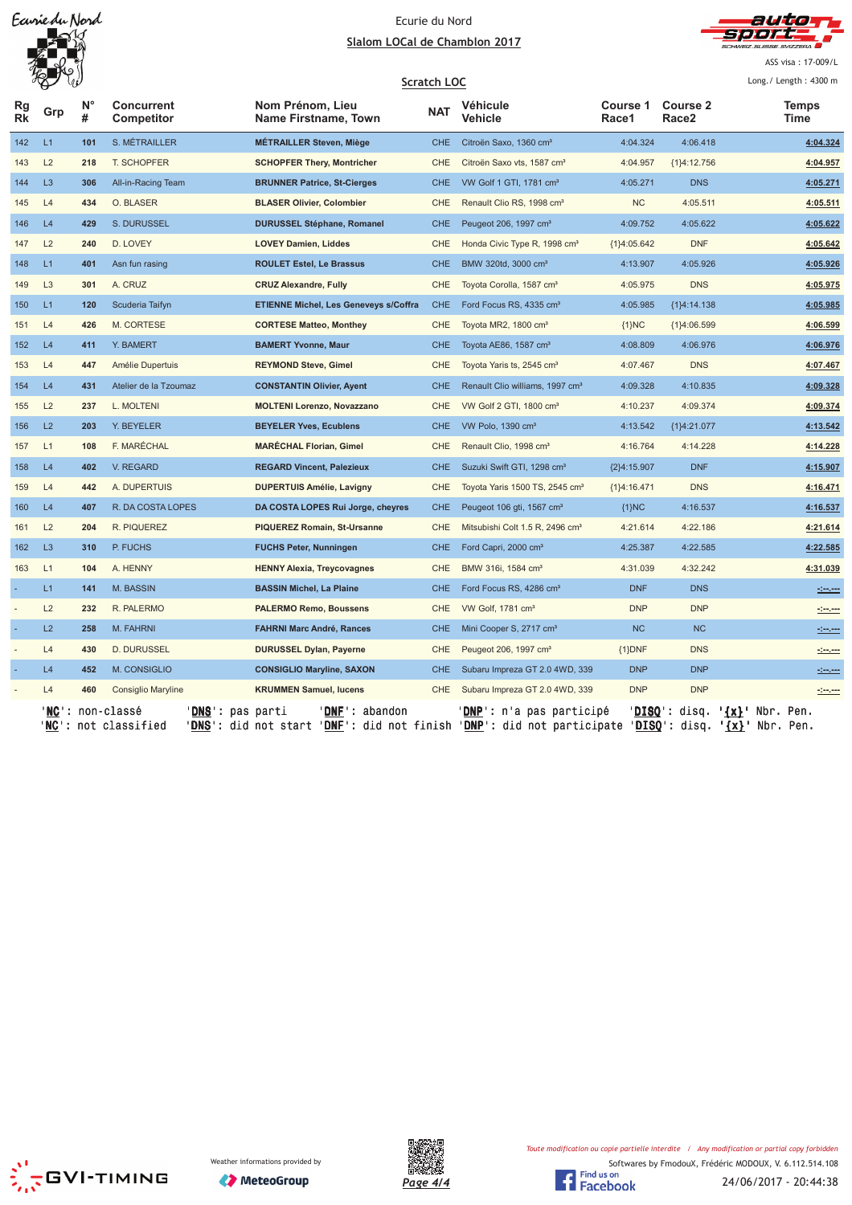Ecurie du Nord

**Slalom LOCal de Chamblon 2017**

ASS visa : 17-009/L

**Scratch LOC**

Long./ Length : 4300 m

| Rg Rk | Grp | N° # | Concurrent Competitor | Nom Prénom, Lieu Name Firstname, Town | NAT | Véhicule Vehicle | Course 1 Race1 | Course 2 Race2 | Temps Time |
|---|---|---|---|---|---|---|---|---|---|
| 142 | L1 | 101 | S. MÉTRAILLER | **MÉTRAILLER Steven, Miège** | CHE | Citroën Saxo, 1360 cm³ | 4:04.324 | 4:06.418 | 4:04.324 |
| 143 | L2 | 218 | T. SCHOPFER | **SCHOPFER Thery, Montricher** | CHE | Citroën Saxo vts, 1587 cm³ | 4:04.957 | {1}4:12.756 | 4:04.957 |
| 144 | L3 | 306 | All-in-Racing Team | **BRUNNER Patrice, St-Cierges** | CHE | VW Golf 1 GTI, 1781 cm³ | 4:05.271 | DNS | 4:05.271 |
| 145 | L4 | 434 | O. BLASER | **BLASER Olivier, Colombier** | CHE | Renault Clio RS, 1998 cm³ | NC | 4:05.511 | 4:05.511 |
| 146 | L4 | 429 | S. DURUSSEL | **DURUSSEL Stéphane, Romanel** | CHE | Peugeot 206, 1997 cm³ | 4:09.752 | 4:05.622 | 4:05.622 |
| 147 | L2 | 240 | D. LOVEY | **LOVEY Damien, Liddes** | CHE | Honda Civic Type R, 1998 cm³ | {1}4:05.642 | DNF | 4:05.642 |
| 148 | L1 | 401 | Asn fun rasing | **ROULET Estel, Le Brassus** | CHE | BMW 320td, 3000 cm³ | 4:13.907 | 4:05.926 | 4:05.926 |
| 149 | L3 | 301 | A. CRUZ | **CRUZ Alexandre, Fully** | CHE | Toyota Corolla, 1587 cm³ | 4:05.975 | DNS | 4:05.975 |
| 150 | L1 | 120 | Scuderia Taifyn | **ETIENNE Michel, Les Geneveys s/Coffra** | CHE | Ford Focus RS, 4335 cm³ | 4:05.985 | {1}4:14.138 | 4:05.985 |
| 151 | L4 | 426 | M. CORTESE | **CORTESE Matteo, Monthey** | CHE | Toyota MR2, 1800 cm³ | {1}NC | {1}4:06.599 | 4:06.599 |
| 152 | L4 | 411 | Y. BAMERT | **BAMERT Yvonne, Maur** | CHE | Toyota AE86, 1587 cm³ | 4:08.809 | 4:06.976 | 4:06.976 |
| 153 | L4 | 447 | Amélie Dupertuis | **REYMOND Steve, Gimel** | CHE | Toyota Yaris ts, 2545 cm³ | 4:07.467 | DNS | 4:07.467 |
| 154 | L4 | 431 | Atelier de la Tzoumaz | **CONSTANTIN Olivier, Ayent** | CHE | Renault Clio williams, 1997 cm³ | 4:09.328 | 4:10.835 | 4:09.328 |
| 155 | L2 | 237 | L. MOLTENI | **MOLTENI Lorenzo, Novazzano** | CHE | VW Golf 2 GTI, 1800 cm³ | 4:10.237 | 4:09.374 | 4:09.374 |
| 156 | L2 | 203 | Y. BEYELER | **BEYELER Yves, Ecublens** | CHE | VW Polo, 1390 cm³ | 4:13.542 | {1}4:21.077 | 4:13.542 |
| 157 | L1 | 108 | F. MARÉCHAL | **MARÉCHAL Florian, Gimel** | CHE | Renault Clio, 1998 cm³ | 4:16.764 | 4:14.228 | 4:14.228 |
| 158 | L4 | 402 | V. REGARD | **REGARD Vincent, Palezieux** | CHE | Suzuki Swift GTI, 1298 cm³ | {2}4:15.907 | DNF | 4:15.907 |
| 159 | L4 | 442 | A. DUPERTUIS | **DUPERTUIS Amélie, Lavigny** | CHE | Toyota Yaris 1500 TS, 2545 cm³ | {1}4:16.471 | DNS | 4:16.471 |
| 160 | L4 | 407 | R. DA COSTA LOPES | **DA COSTA LOPES Rui Jorge, cheyres** | CHE | Peugeot 106 gti, 1567 cm³ | {1}NC | 4:16.537 | 4:16.537 |
| 161 | L2 | 204 | R. PIQUEREZ | **PIQUEREZ Romain, St-Ursanne** | CHE | Mitsubishi Colt 1.5 R, 2496 cm³ | 4:21.614 | 4:22.186 | 4:21.614 |
| 162 | L3 | 310 | P. FUCHS | **FUCHS Peter, Nunningen** | CHE | Ford Capri, 2000 cm³ | 4:25.387 | 4:22.585 | 4:22.585 |
| 163 | L1 | 104 | A. HENNY | **HENNY Alexia, Treycovagnes** | CHE | BMW 316i, 1584 cm³ | 4:31.039 | 4:32.242 | 4:31.039 |
| - | L1 | 141 | M. BASSIN | **BASSIN Michel, La Plaine** | CHE | Ford Focus RS, 4286 cm³ | DNF | DNS | -:--.--- |
| - | L2 | 232 | R. PALERMO | **PALERMO Remo, Boussens** | CHE | VW Golf, 1781 cm³ | DNP | DNP | -:--.--- |
| - | L2 | 258 | M. FAHRNI | **FAHRNI Marc André, Rances** | CHE | Mini Cooper S, 2717 cm³ | NC | NC | -:--.--- |
| - | L4 | 430 | D. DURUSSEL | **DURUSSEL Dylan, Payerne** | CHE | Peugeot 206, 1997 cm³ | {1}DNF | DNS | -:--.--- |
| - | L4 | 452 | M. CONSIGLIO | **CONSIGLIO Maryline, SAXON** | CHE | Subaru Impreza GT 2.0 4WD, 339 | DNP | DNP | -:--.--- |
| - | L4 | 460 | Consiglio Maryline | **KRUMMEN Samuel, lucens** | CHE | Subaru Impreza GT 2.0 4WD, 339 | DNP | DNP | -:--.--- |

'NC': non-classé 'DNS': pas parti 'DNF': abandon 'DNP': n'a pas participé 'DISQ': disq. '{x}' Nbr. Pen.
'NC': not classified 'DNS': did not start 'DNF': did not finish 'DNP': did not participate 'DISQ': disq. '{x}' Nbr. Pen.

Weather informations provided by MeteoGroup

Toute modification ou copie partielle interdite / Any modification or partial copy forbidden

Softwares by FmodouX, Frédéric MODOUX, V. 6.112.514.108

24/06/2017 - 20:44:38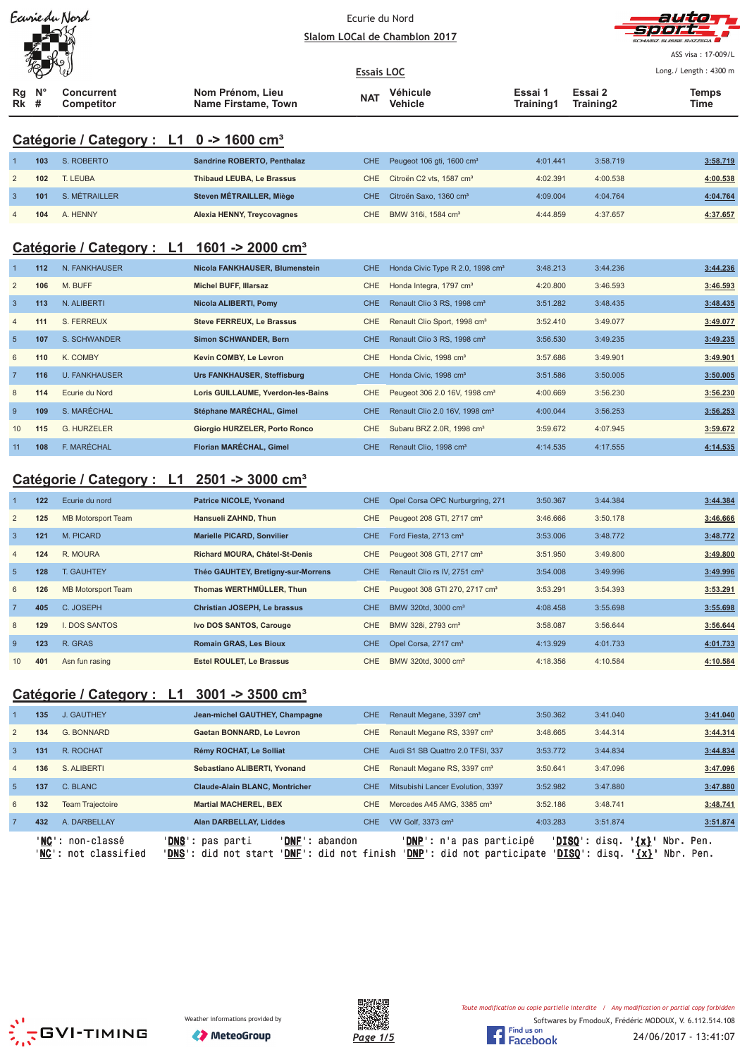Ecurie du Nord

**Slalom LOCal de Chamblon 2017**

ASS visa : 17-009/L

Essais LOC

Long./ Length : 4300 m

## Catégorie / Category : L1 0 -> 1600 cm³

| Rg Rk | N° # | Concurrent Competitor | Nom Prénom, Lieu Name Firstame, Town | NAT | Véhicule Vehicle | Essai 1 Training1 | Essai 2 Training2 | Temps Time |
|---|---|---|---|---|---|---|---|---|
| 1 | 103 | S. ROBERTO | Sandrine ROBERTO, Penthalaz | CHE | Peugeot 106 gti, 1600 cm³ | 4:01.441 | 3:58.719 | 3:58.719 |
| 2 | 102 | T. LEUBA | Thibaud LEUBA, Le Brassus | CHE | Citroën C2 vts, 1587 cm³ | 4:02.391 | 4:00.538 | 4:00.538 |
| 3 | 101 | S. MÉTRAILLER | Steven MÉTRAILLER, Miège | CHE | Citroën Saxo, 1360 cm³ | 4:09.004 | 4:04.764 | 4:04.764 |
| 4 | 104 | A. HENNY | Alexia HENNY, Treycovagnes | CHE | BMW 316i, 1584 cm³ | 4:44.859 | 4:37.657 | 4:37.657 |

## Catégorie / Category : L1 1601 -> 2000 cm³

| Rg Rk | N° # | Concurrent Competitor | Nom Prénom, Lieu Name Firstame, Town | NAT | Véhicule Vehicle | Essai 1 Training1 | Essai 2 Training2 | Temps Time |
|---|---|---|---|---|---|---|---|---|
| 1 | 112 | N. FANKHAUSER | Nicola FANKHAUSER, Blumenstein | CHE | Honda Civic Type R 2.0, 1998 cm³ | 3:48.213 | 3:44.236 | 3:44.236 |
| 2 | 106 | M. BUFF | Michel BUFF, Illarsaz | CHE | Honda Integra, 1797 cm³ | 4:20.800 | 3:46.593 | 3:46.593 |
| 3 | 113 | N. ALIBERTI | Nicola ALIBERTI, Pomy | CHE | Renault Clio 3 RS, 1998 cm³ | 3:51.282 | 3:48.435 | 3:48.435 |
| 4 | 111 | S. FERREUX | Steve FERREUX, Le Brassus | CHE | Renault Clio Sport, 1998 cm³ | 3:52.410 | 3:49.077 | 3:49.077 |
| 5 | 107 | S. SCHWANDER | Simon SCHWANDER, Bern | CHE | Renault Clio 3 RS, 1998 cm³ | 3:56.530 | 3:49.235 | 3:49.235 |
| 6 | 110 | K. COMBY | Kevin COMBY, Le Levron | CHE | Honda Civic, 1998 cm³ | 3:57.686 | 3:49.901 | 3:49.901 |
| 7 | 116 | U. FANKHAUSER | Urs FANKHAUSER, Steffisburg | CHE | Honda Civic, 1998 cm³ | 3:51.586 | 3:50.005 | 3:50.005 |
| 8 | 114 | Ecurie du Nord | Loris GUILLAUME, Yverdon-les-Bains | CHE | Peugeot 306 2.0 16V, 1998 cm³ | 4:00.669 | 3:56.230 | 3:56.230 |
| 9 | 109 | S. MARÉCHAL | Stéphane MARÉCHAL, Gimel | CHE | Renault Clio 2.0 16V, 1998 cm³ | 4:00.044 | 3:56.253 | 3:56.253 |
| 10 | 115 | G. HURZELER | Giorgio HURZELER, Porto Ronco | CHE | Subaru BRZ 2.0R, 1998 cm³ | 3:59.672 | 4:07.945 | 3:59.672 |
| 11 | 108 | F. MARÉCHAL | Florian MARÉCHAL, Gimel | CHE | Renault Clio, 1998 cm³ | 4:14.535 | 4:17.555 | 4:14.535 |

## Catégorie / Category : L1 2501 -> 3000 cm³

| Rg Rk | N° # | Concurrent Competitor | Nom Prénom, Lieu Name Firstame, Town | NAT | Véhicule Vehicle | Essai 1 Training1 | Essai 2 Training2 | Temps Time |
|---|---|---|---|---|---|---|---|---|
| 1 | 122 | Ecurie du nord | Patrice NICOLE, Yvonand | CHE | Opel Corsa OPC Nurburgring, 271 | 3:50.367 | 3:44.384 | 3:44.384 |
| 2 | 125 | MB Motorsport Team | Hansueli ZAHND, Thun | CHE | Peugeot 208 GTI, 2717 cm³ | 3:46.666 | 3:50.178 | 3:46.666 |
| 3 | 121 | M. PICARD | Marielle PICARD, Sonvilier | CHE | Ford Fiesta, 2713 cm³ | 3:53.006 | 3:48.772 | 3:48.772 |
| 4 | 124 | R. MOURA | Richard MOURA, Châtel-St-Denis | CHE | Peugeot 308 GTI, 2717 cm³ | 3:51.950 | 3:49.800 | 3:49.800 |
| 5 | 128 | T. GAUHTEY | Théo GAUHTEY, Bretigny-sur-Morrens | CHE | Renault Clio rs IV, 2751 cm³ | 3:54.008 | 3:49.996 | 3:49.996 |
| 6 | 126 | MB Motorsport Team | Thomas WERTHMÜLLER, Thun | CHE | Peugeot 308 GTI 270, 2717 cm³ | 3:53.291 | 3:54.393 | 3:53.291 |
| 7 | 405 | C. JOSEPH | Christian JOSEPH, Le brassus | CHE | BMW 320td, 3000 cm³ | 4:08.458 | 3:55.698 | 3:55.698 |
| 8 | 129 | I. DOS SANTOS | Ivo DOS SANTOS, Carouge | CHE | BMW 328i, 2793 cm³ | 3:58.087 | 3:56.644 | 3:56.644 |
| 9 | 123 | R. GRAS | Romain GRAS, Les Bioux | CHE | Opel Corsa, 2717 cm³ | 4:13.929 | 4:01.733 | 4:01.733 |
| 10 | 401 | Asn fun rasing | Estel ROULET, Le Brassus | CHE | BMW 320td, 3000 cm³ | 4:18.356 | 4:10.584 | 4:10.584 |

## Catégorie / Category : L1 3001 -> 3500 cm³

| Rg Rk | N° # | Concurrent Competitor | Nom Prénom, Lieu Name Firstame, Town | NAT | Véhicule Vehicle | Essai 1 Training1 | Essai 2 Training2 | Temps Time |
|---|---|---|---|---|---|---|---|---|
| 1 | 135 | J. GAUTHEY | Jean-michel GAUTHEY, Champagne | CHE | Renault Megane, 3397 cm³ | 3:50.362 | 3:41.040 | 3:41.040 |
| 2 | 134 | G. BONNARD | Gaetan BONNARD, Le Levron | CHE | Renault Megane RS, 3397 cm³ | 3:48.665 | 3:44.314 | 3:44.314 |
| 3 | 131 | R. ROCHAT | Rémy ROCHAT, Le Solliat | CHE | Audi S1 SB Quattro 2.0 TFSI, 337 | 3:53.772 | 3:44.834 | 3:44.834 |
| 4 | 136 | S. ALIBERTI | Sebastiano ALIBERTI, Yvonand | CHE | Renault Megane RS, 3397 cm³ | 3:50.641 | 3:47.096 | 3:47.096 |
| 5 | 137 | C. BLANC | Claude-Alain BLANC, Montricher | CHE | Mitsubishi Lancer Evolution, 3397 | 3:52.982 | 3:47.880 | 3:47.880 |
| 6 | 132 | Team Trajectoire | Martial MACHEREL, BEX | CHE | Mercedes A45 AMG, 3385 cm³ | 3:52.186 | 3:48.741 | 3:48.741 |
| 7 | 432 | A. DARBELLAY | Alan DARBELLAY, Liddes | CHE | VW Golf, 3373 cm³ | 4:03.283 | 3:51.874 | 3:51.874 |

'NC': non-classé 'DNS': pas parti 'DNF': abandon 'DNP': n'a pas participé 'DISQ': disq. '{x}' Nbr. Pen.
'NC': not classified 'DNS': did not start 'DNF': did not finish 'DNP': did not participate 'DISQ': disq. '{x}' Nbr. Pen.

Weather informations provided by MeteoGroup

Toute modification ou copie partielle interdite / Any modification or partial copy forbidden

Softwares by FmodouX, Frédéric MODOUX, V. 6.112.514.108

24/06/2017 - 13:41:07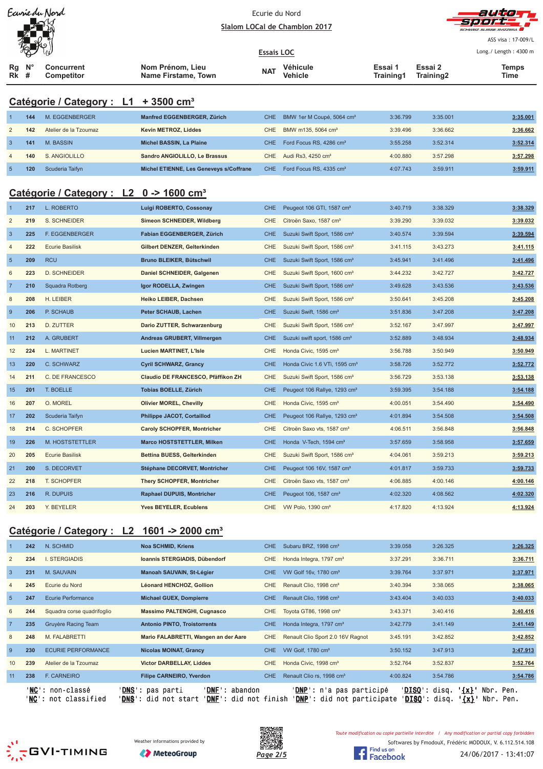Ecurie du Nord

**Slalom LOCal de Chamblon 2017**

**Essais LOC**

ASS visa : 17-009/L

Long./ Length : 4300 m

## Catégorie / Category : L1 + 3500 cm³

| Rg Rk | N° # | Concurrent Competitor | Nom Prénom, Lieu Name Firstame, Town | NAT | Véhicule Vehicle | Essai 1 Training1 | Essai 2 Training2 | Temps Time |
|---|---|---|---|---|---|---|---|---|
| 1 | 144 | M. EGGENBERGER | Manfred EGGENBERGER, Zürich | CHE | BMW 1er M Coupé, 5064 cm³ | 3:36.799 | 3:35.001 | 3:35.001 |
| 2 | 142 | Atelier de la Tzoumaz | Kevin METROZ, Liddes | CHE | BMW m135, 5064 cm³ | 3:39.496 | 3:36.662 | 3:36.662 |
| 3 | 141 | M. BASSIN | Michel BASSIN, La Plaine | CHE | Ford Focus RS, 4286 cm³ | 3:55.258 | 3:52.314 | 3:52.314 |
| 4 | 140 | S. ANGIOLILLO | Sandro ANGIOLILLO, Le Brassus | CHE | Audi Rs3, 4250 cm³ | 4:00.880 | 3:57.298 | 3:57.298 |
| 5 | 120 | Scuderia Taifyn | Michel ETIENNE, Les Geneveys s/Coffrane | CHE | Ford Focus RS, 4335 cm³ | 4:07.743 | 3:59.911 | 3:59.911 |

## Catégorie / Category : L2 0 -> 1600 cm³

| Rg Rk | N° # | Concurrent Competitor | Nom Prénom, Lieu Name Firstame, Town | NAT | Véhicule Vehicle | Essai 1 Training1 | Essai 2 Training2 | Temps Time |
|---|---|---|---|---|---|---|---|---|
| 1 | 217 | L. ROBERTO | Luigi ROBERTO, Cossonay | CHE | Peugeot 106 GTI, 1587 cm³ | 3:40.719 | 3:38.329 | 3:38.329 |
| 2 | 219 | S. SCHNEIDER | Simeon SCHNEIDER, Wildberg | CHE | Citroën Saxo, 1587 cm³ | 3:39.290 | 3:39.032 | 3:39.032 |
| 3 | 225 | F. EGGENBERGER | Fabian EGGENBERGER, Zürich | CHE | Suzuki Swift Sport, 1586 cm³ | 3:40.574 | 3:39.594 | 3:39.594 |
| 4 | 222 | Ecurie Basilisk | Gilbert DENZER, Gelterkinden | CHE | Suzuki Swift Sport, 1586 cm³ | 3:41.115 | 3:43.273 | 3:41.115 |
| 5 | 209 | RCU | Bruno BLEIKER, Bütschwil | CHE | Suzuki Swift Sport, 1586 cm³ | 3:45.941 | 3:41.496 | 3:41.496 |
| 6 | 223 | D. SCHNEIDER | Daniel SCHNEIDER, Galgenen | CHE | Suzuki Swift Sport, 1600 cm³ | 3:44.232 | 3:42.727 | 3:42.727 |
| 7 | 210 | Squadra Rotberg | Igor RODELLA, Zwingen | CHE | Suzuki Swift Sport, 1586 cm³ | 3:49.628 | 3:43.536 | 3:43.536 |
| 8 | 208 | H. LEIBER | Heiko LEIBER, Dachsen | CHE | Suzuki Swift Sport, 1586 cm³ | 3:50.641 | 3:45.208 | 3:45.208 |
| 9 | 206 | P. SCHAUB | Peter SCHAUB, Lachen | CHE | Suzuki Swift, 1586 cm³ | 3:51.836 | 3:47.208 | 3:47.208 |
| 10 | 213 | D. ZUTTER | Dario ZUTTER, Schwarzenburg | CHE | Suzuki Swift Sport, 1586 cm³ | 3:52.167 | 3:47.997 | 3:47.997 |
| 11 | 212 | A. GRUBERT | Andreas GRUBERT, Villmergen | CHE | Suzuki swift sport, 1586 cm³ | 3:52.889 | 3:48.934 | 3:48.934 |
| 12 | 224 | L. MARTINET | Lucien MARTINET, L'Isle | CHE | Honda Civic, 1595 cm³ | 3:56.788 | 3:50.949 | 3:50.949 |
| 13 | 220 | C. SCHWARZ | Cyril SCHWARZ, Grancy | CHE | Honda Civic 1.6 VTi, 1595 cm³ | 3:58.726 | 3:52.772 | 3:52.772 |
| 14 | 211 | C. DE FRANCESCO | Claudio DE FRANCESCO, Pfäffikon ZH | CHE | Suzuki Swift Sport, 1586 cm³ | 3:56.729 | 3:53.138 | 3:53.138 |
| 15 | 201 | T. BOELLE | Tobias BOELLE, Zürich | CHE | Peugeot 106 Rallye, 1293 cm³ | 3:59.395 | 3:54.188 | 3:54.188 |
| 16 | 207 | O. MOREL | Olivier MOREL, Chevilly | CHE | Honda Civic, 1595 cm³ | 4:00.051 | 3:54.490 | 3:54.490 |
| 17 | 202 | Scuderia Taifyn | Philippe JACOT, Cortaillod | CHE | Peugeot 106 Rallye, 1293 cm³ | 4:01.894 | 3:54.508 | 3:54.508 |
| 18 | 214 | C. SCHOPFER | Caroly SCHOPFER, Montricher | CHE | Citroën Saxo vts, 1587 cm³ | 4:06.511 | 3:56.848 | 3:56.848 |
| 19 | 226 | M. HOSTSTETTLER | Marco HOSTSTETTLER, Milken | CHE | Honda V-Tech, 1594 cm³ | 3:57.659 | 3:58.958 | 3:57.659 |
| 20 | 205 | Ecurie Basilisk | Bettina BUESS, Gelterkinden | CHE | Suzuki Swift Sport, 1586 cm³ | 4:04.061 | 3:59.213 | 3:59.213 |
| 21 | 200 | S. DECORVET | Stéphane DECORVET, Montricher | CHE | Peugeot 106 16V, 1587 cm³ | 4:01.817 | 3:59.733 | 3:59.733 |
| 22 | 218 | T. SCHOPFER | Thery SCHOPFER, Montricher | CHE | Citroën Saxo vts, 1587 cm³ | 4:06.885 | 4:00.146 | 4:00.146 |
| 23 | 216 | R. DUPUIS | Raphael DUPUIS, Montricher | CHE | Peugeot 106, 1587 cm³ | 4:02.320 | 4:08.562 | 4:02.320 |
| 24 | 203 | Y. BEYELER | Yves BEYELER, Ecublens | CHE | VW Polo, 1390 cm³ | 4:17.820 | 4:13.924 | 4:13.924 |

## Catégorie / Category : L2 1601 -> 2000 cm³

| Rg Rk | N° # | Concurrent Competitor | Nom Prénom, Lieu Name Firstame, Town | NAT | Véhicule Vehicle | Essai 1 Training1 | Essai 2 Training2 | Temps Time |
|---|---|---|---|---|---|---|---|---|
| 1 | 242 | N. SCHMID | Noa SCHMID, Kriens | CHE | Subaru BRZ, 1998 cm³ | 3:39.058 | 3:26.325 | 3:26.325 |
| 2 | 234 | I. STERGIADIS | Ioannis STERGIADIS, Dübendorf | CHE | Honda Integra, 1797 cm³ | 3:37.291 | 3:36.711 | 3:36.711 |
| 3 | 231 | M. SAUVAIN | Manoah SAUVAIN, St-Légier | CHE | VW Golf 16v, 1780 cm³ | 3:39.764 | 3:37.971 | 3:37.971 |
| 4 | 245 | Ecurie du Nord | Léonard HENCHOZ, Gollion | CHE | Renault Clio, 1998 cm³ | 3:40.394 | 3:38.065 | 3:38.065 |
| 5 | 247 | Ecurie Performance | Michael GUEX, Dompierre | CHE | Renault Clio, 1998 cm³ | 3:43.404 | 3:40.033 | 3:40.033 |
| 6 | 244 | Squadra corse quadrifoglio | Massimo PALTENGHI, Cugnasco | CHE | Toyota GT86, 1998 cm³ | 3:43.371 | 3:40.416 | 3:40.416 |
| 7 | 235 | Gruyère Racing Team | Antonio PINTO, Troistorrents | CHE | Honda Integra, 1797 cm³ | 3:42.779 | 3:41.149 | 3:41.149 |
| 8 | 248 | M. FALABRETTI | Mario FALABRETTI, Wangen an der Aare | CHE | Renault Clio Sport 2.0 16V Ragnot | 3:45.191 | 3:42.852 | 3:42.852 |
| 9 | 230 | ECURIE PERFORMANCE | Nicolas MOINAT, Grancy | CHE | VW Golf, 1780 cm³ | 3:50.152 | 3:47.913 | 3:47.913 |
| 10 | 239 | Atelier de la Tzoumaz | Victor DARBELLAY, Liddes | CHE | Honda Civic, 1998 cm³ | 3:52.764 | 3:52.837 | 3:52.764 |
| 11 | 238 | F. CARNEIRO | Filipe CARNEIRO, Yverdon | CHE | Renault Clio rs, 1998 cm³ | 4:00.824 | 3:54.786 | 3:54.786 |

'NC': non-classé 'DNS': pas parti 'DNF': abandon 'DNP': n'a pas participé 'DISQ': disq. '{x}' Nbr. Pen.
'NC': not classified 'DNS': did not start 'DNF': did not finish 'DNP': did not participate 'DISQ': disq. '{x}' Nbr. Pen.

Weather informations provided by MeteoGroup

Toute modification ou copie partielle interdite / Any modification or partial copy forbidden

Softwares by FmodouX, Frédéric MODOUX, V. 6.112.514.108

24/06/2017 - 13:41:07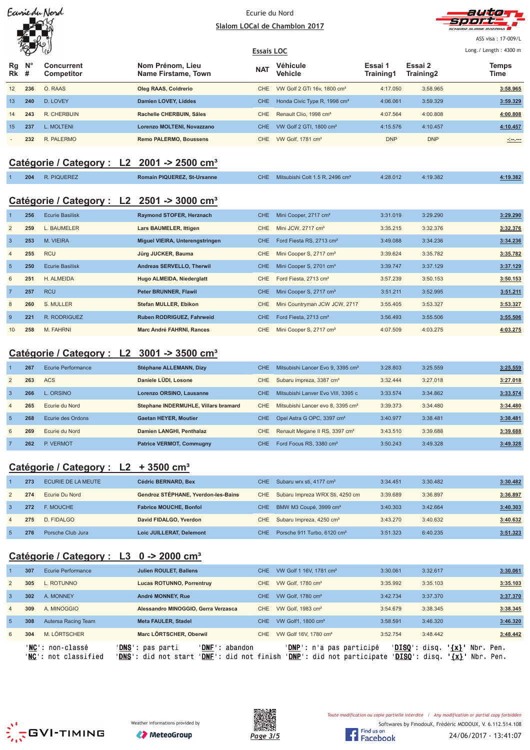Ecurie du Nord

**Slalom LOCal de Chamblon 2017**

ASS visa : 17-009/L

**Essais LOC**

Long./ Length : 4300 m

| Rg Rk | N° # | Concurrent Competitor | Nom Prénom, Lieu Name Firstame, Town | NAT | Véhicule Vehicle | Essai 1 Training1 | Essai 2 Training2 | Temps Time |
|---|---|---|---|---|---|---|---|---|
| 12 | 236 | O. RAAS | Oleg RAAS, Coldrerio | CHE | VW Golf 2 GTi 16v, 1800 cm³ | 4:17.050 | 3:58.965 | 3:58.965 |
| 13 | 240 | D. LOVEY | Damien LOVEY, Liddes | CHE | Honda Civic Type R, 1998 cm³ | 4:06.061 | 3:59.329 | 3:59.329 |
| 14 | 243 | R. CHERBUIN | Rachelle CHERBUIN, Sâles | CHE | Renault Clio, 1998 cm³ | 4:07.564 | 4:00.808 | 4:00.808 |
| 15 | 237 | L. MOLTENI | Lorenzo MOLTENI, Novazzano | CHE | VW Golf 2 GTI, 1800 cm³ | 4:15.576 | 4:10.457 | 4:10.457 |
| - | 232 | R. PALERMO | Remo PALERMO, Boussens | CHE | VW Golf, 1781 cm³ | DNP | DNP | -:--.--- |

## Catégorie / Category : L2 2001 -> 2500 cm³

| Rg Rk | N° # | Concurrent Competitor | Nom Prénom, Lieu Name Firstame, Town | NAT | Véhicule Vehicle | Essai 1 Training1 | Essai 2 Training2 | Temps Time |
|---|---|---|---|---|---|---|---|---|
| 1 | 204 | R. PIQUEREZ | Romain PIQUEREZ, St-Ursanne | CHE | Mitsubishi Colt 1.5 R, 2496 cm³ | 4:28.012 | 4:19.382 | 4:19.382 |

## Catégorie / Category : L2 2501 -> 3000 cm³

| Rg Rk | N° # | Concurrent Competitor | Nom Prénom, Lieu Name Firstame, Town | NAT | Véhicule Vehicle | Essai 1 Training1 | Essai 2 Training2 | Temps Time |
|---|---|---|---|---|---|---|---|---|
| 1 | 256 | Ecurie Basilisk | Raymond STOFER, Herznach | CHE | Mini Cooper, 2717 cm³ | 3:31.019 | 3:29.290 | 3:29.290 |
| 2 | 259 | L. BAUMELER | Lars BAUMELER, Ittigen | CHE | Mini JCW, 2717 cm³ | 3:35.215 | 3:32.376 | 3:32.376 |
| 3 | 253 | M. VIEIRA | Miguel VIEIRA, Unterengstringen | CHE | Ford Fiesta RS, 2713 cm³ | 3:49.088 | 3:34.236 | 3:34.236 |
| 4 | 255 | RCU | Jürg JUCKER, Bauma | CHE | Mini Cooper S, 2717 cm³ | 3:39.624 | 3:35.782 | 3:35.782 |
| 5 | 250 | Ecurie Basilisk | Andreas SERVELLO, Therwil | CHE | Mini Cooper S, 2701 cm³ | 3:39.747 | 3:37.129 | 3:37.129 |
| 6 | 251 | H. ALMEIDA | Hugo ALMEIDA, Niederglatt | CHE | Ford Fiesta, 2713 cm³ | 3:57.239 | 3:50.153 | 3:50.153 |
| 7 | 257 | RCU | Peter BRUNNER, Flawil | CHE | Mini Cooper S, 2717 cm³ | 3:51.211 | 3:52.995 | 3:51.211 |
| 8 | 260 | S. MULLER | Stefan MULLER, Ebikon | CHE | Mini Countryman JCW JCW, 2717 | 3:55.405 | 3:53.327 | 3:53.327 |
| 9 | 221 | R. RODRIGUEZ | Ruben RODRIGUEZ, Fahrweid | CHE | Ford Fiesta, 2713 cm³ | 3:56.493 | 3:55.506 | 3:55.506 |
| 10 | 258 | M. FAHRNI | Marc André FAHRNI, Rances | CHE | Mini Cooper S, 2717 cm³ | 4:07.509 | 4:03.275 | 4:03.275 |

## Catégorie / Category : L2 3001 -> 3500 cm³

| Rg Rk | N° # | Concurrent Competitor | Nom Prénom, Lieu Name Firstame, Town | NAT | Véhicule Vehicle | Essai 1 Training1 | Essai 2 Training2 | Temps Time |
|---|---|---|---|---|---|---|---|---|
| 1 | 267 | Ecurie Performance | Stéphane ALLEMANN, Dizy | CHE | Mitsubishi Lancer Evo 9, 3395 cm³ | 3:28.803 | 3:25.559 | 3:25.559 |
| 2 | 263 | ACS | Daniele LÜDI, Losone | CHE | Subaru impreza, 3387 cm³ | 3:32.444 | 3:27.018 | 3:27.018 |
| 3 | 266 | L. ORSINO | Lorenzo ORSINO, Lausanne | CHE | Mitsubishi Lanver Evo VIII, 3395 c | 3:33.574 | 3:34.862 | 3:33.574 |
| 4 | 265 | Ecurie du Nord | Stephane INDERMUHLE, Villars bramard | CHE | Mitsubishi Lancer evo 8, 3395 cm³ | 3:39.373 | 3:34.480 | 3:34.480 |
| 5 | 268 | Ecurie des Ordons | Gaetan HEYER, Moutier | CHE | Opel Astra G OPC, 3397 cm³ | 3:40.977 | 3:38.481 | 3:38.481 |
| 6 | 269 | Ecurie du Nord | Damien LANGHI, Penthalaz | CHE | Renault Megane II RS, 3397 cm³ | 3:43.510 | 3:39.688 | 3:39.688 |
| 7 | 262 | P. VERMOT | Patrice VERMOT, Commugny | CHE | Ford Focus RS, 3380 cm³ | 3:50.243 | 3:49.328 | 3:49.328 |

## Catégorie / Category : L2 + 3500 cm³

| Rg Rk | N° # | Concurrent Competitor | Nom Prénom, Lieu Name Firstame, Town | NAT | Véhicule Vehicle | Essai 1 Training1 | Essai 2 Training2 | Temps Time |
|---|---|---|---|---|---|---|---|---|
| 1 | 273 | ECURIE DE LA MEUTE | Cédric BERNARD, Bex | CHE | Subaru wrx sti, 4177 cm³ | 3:34.451 | 3:30.482 | 3:30.482 |
| 2 | 274 | Ecurie Du Nord | Gendroz STÉPHANE, Yverdon-les-Bains | CHE | Subaru Impreza WRX Sti, 4250 cm | 3:39.689 | 3:36.897 | 3:36.897 |
| 3 | 272 | F. MOUCHE | Fabrice MOUCHE, Bonfol | CHE | BMW M3 Coupé, 3999 cm³ | 3:40.303 | 3:42.664 | 3:40.303 |
| 4 | 275 | D. FIDALGO | David FIDALGO, Yverdon | CHE | Subaru Impreza, 4250 cm³ | 3:43.270 | 3:40.632 | 3:40.632 |
| 5 | 276 | Porsche Club Jura | Loic JUILLERAT, Delemont | CHE | Porsche 911 Turbo, 6120 cm³ | 3:51.323 | 6:40.235 | 3:51.323 |

## Catégorie / Category : L3 0 -> 2000 cm³

| Rg Rk | N° # | Concurrent Competitor | Nom Prénom, Lieu Name Firstame, Town | NAT | Véhicule Vehicle | Essai 1 Training1 | Essai 2 Training2 | Temps Time |
|---|---|---|---|---|---|---|---|---|
| 1 | 307 | Ecurie Performance | Julien ROULET, Ballens | CHE | VW Golf 1 16V, 1781 cm³ | 3:30.061 | 3:32.617 | 3:30.061 |
| 2 | 305 | L. ROTUNNO | Lucas ROTUNNO, Porrentruy | CHE | VW Golf, 1780 cm³ | 3:35.992 | 3:35.103 | 3:35.103 |
| 3 | 302 | A. MONNEY | André MONNEY, Rue | CHE | VW Golf, 1780 cm³ | 3:42.734 | 3:37.370 | 3:37.370 |
| 4 | 309 | A. MINOGGIO | Alessandro MINOGGIO, Gerra Verzasca | CHE | VW Golf, 1983 cm³ | 3:54.679 | 3:38.345 | 3:38.345 |
| 5 | 308 | Autersa Racing Team | Meta FAULER, Stadel | CHE | VW Golf1, 1800 cm³ | 3:58.591 | 3:46.320 | 3:46.320 |
| 6 | 304 | M. LÖRTSCHER | Marc LÖRTSCHER, Oberwil | CHE | VW Golf 16V, 1780 cm³ | 3:52.754 | 3:48.442 | 3:48.442 |

'NC': non-classé 'DNS': pas parti 'DNF': abandon 'DNP': n'a pas participé 'DISQ': disq. '{x}' Nbr. Pen.
'NC': not classified 'DNS': did not start 'DNF': did not finish 'DNP': did not participate 'DISQ': disq. '{x}' Nbr. Pen.

GVI-TIMING — Weather informations provided by MeteoGroup — Find us on Facebook

Toute modification ou copie partielle interdite / Any modification or partial copy forbidden

Softwares by FmodouX, Frédéric MODOUX, V. 6.112.514.108

24/06/2017 - 13:41:07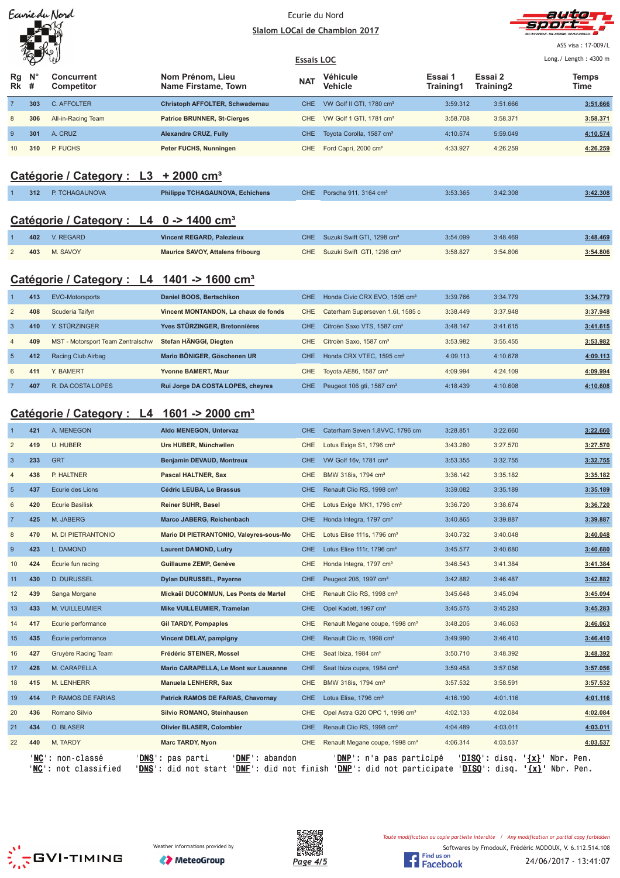Ecurie du Nord

## Slalom LOCal de Chamblon 2017

ASS visa : 17-009/L

### Essais LOC

Long./ Length : 4300 m

| Rg Rk | N° # | Concurrent Competitor | Nom Prénom, Lieu Name Firstame, Town | NAT | Véhicule Vehicle | Essai 1 Training1 | Essai 2 Training2 | Temps Time |
|---|---|---|---|---|---|---|---|---|
| 7 | 303 | C. AFFOLTER | Christoph AFFOLTER, Schwadernau | CHE | VW Golf II GTI, 1780 cm³ | 3:59.312 | 3:51.666 | 3:51.666 |
| 8 | 306 | All-in-Racing Team | Patrice BRUNNER, St-Cierges | CHE | VW Golf 1 GTI, 1781 cm³ | 3:58.708 | 3:58.371 | 3:58.371 |
| 9 | 301 | A. CRUZ | Alexandre CRUZ, Fully | CHE | Toyota Corolla, 1587 cm³ | 4:10.574 | 5:59.049 | 4:10.574 |
| 10 | 310 | P. FUCHS | Peter FUCHS, Nunningen | CHE | Ford Capri, 2000 cm³ | 4:33.927 | 4:26.259 | 4:26.259 |

## Catégorie / Category : L3 + 2000 cm³

| Rg Rk | N° # | Concurrent Competitor | Nom Prénom, Lieu Name Firstame, Town | NAT | Véhicule Vehicle | Essai 1 Training1 | Essai 2 Training2 | Temps Time |
|---|---|---|---|---|---|---|---|---|
| 1 | 312 | P. TCHAGAUNOVA | Philippe TCHAGAUNOVA, Echichens | CHE | Porsche 911, 3164 cm³ | 3:53.365 | 3:42.308 | 3:42.308 |

## Catégorie / Category : L4 0 -> 1400 cm³

| Rg Rk | N° # | Concurrent Competitor | Nom Prénom, Lieu Name Firstame, Town | NAT | Véhicule Vehicle | Essai 1 Training1 | Essai 2 Training2 | Temps Time |
|---|---|---|---|---|---|---|---|---|
| 1 | 402 | V. REGARD | Vincent REGARD, Palezieux | CHE | Suzuki Swift GTI, 1298 cm³ | 3:54.099 | 3:48.469 | 3:48.469 |
| 2 | 403 | M. SAVOY | Maurice SAVOY, Attalens fribourg | CHE | Suzuki Swift GTI, 1298 cm³ | 3:58.827 | 3:54.806 | 3:54.806 |

## Catégorie / Category : L4 1401 -> 1600 cm³

| Rg Rk | N° # | Concurrent Competitor | Nom Prénom, Lieu Name Firstame, Town | NAT | Véhicule Vehicle | Essai 1 Training1 | Essai 2 Training2 | Temps Time |
|---|---|---|---|---|---|---|---|---|
| 1 | 413 | EVO-Motorsports | Daniel BOOS, Bertschikon | CHE | Honda Civic CRX EVO, 1595 cm³ | 3:39.766 | 3:34.779 | 3:34.779 |
| 2 | 408 | Scuderia Taifyn | Vincent MONTANDON, La chaux de fonds | CHE | Caterham Superseven 1.6l, 1585 c | 3:38.449 | 3:37.948 | 3:37.948 |
| 3 | 410 | Y. STÜRZINGER | Yves STÜRZINGER, Bretonnières | CHE | Citroën Saxo VTS, 1587 cm³ | 3:48.147 | 3:41.615 | 3:41.615 |
| 4 | 409 | MST - Motorsport Team Zentralschw | Stefan HÄNGGI, Diegten | CHE | Citroën Saxo, 1587 cm³ | 3:53.982 | 3:55.455 | 3:53.982 |
| 5 | 412 | Racing Club Airbag | Mario BÖNIGER, Göschenen UR | CHE | Honda CRX VTEC, 1595 cm³ | 4:09.113 | 4:10.678 | 4:09.113 |
| 6 | 411 | Y. BAMERT | Yvonne BAMERT, Maur | CHE | Toyota AE86, 1587 cm³ | 4:09.994 | 4:24.109 | 4:09.994 |
| 7 | 407 | R. DA COSTA LOPES | Rui Jorge DA COSTA LOPES, cheyres | CHE | Peugeot 106 gti, 1567 cm³ | 4:18.439 | 4:10.608 | 4:10.608 |

## Catégorie / Category : L4 1601 -> 2000 cm³

| Rg Rk | N° # | Concurrent Competitor | Nom Prénom, Lieu Name Firstame, Town | NAT | Véhicule Vehicle | Essai 1 Training1 | Essai 2 Training2 | Temps Time |
|---|---|---|---|---|---|---|---|---|
| 1 | 421 | A. MENEGON | Aldo MENEGON, Untervaz | CHE | Caterham Seven 1.8VVC, 1796 cm | 3:28.851 | 3:22.660 | 3:22.660 |
| 2 | 419 | U. HUBER | Urs HUBER, Münchwilen | CHE | Lotus Exige S1, 1796 cm³ | 3:43.280 | 3:27.570 | 3:27.570 |
| 3 | 233 | GRT | Benjamin DEVAUD, Montreux | CHE | VW Golf 16v, 1781 cm³ | 3:53.355 | 3:32.755 | 3:32.755 |
| 4 | 438 | P. HALTNER | Pascal HALTNER, Sax | CHE | BMW 318is, 1794 cm³ | 3:36.142 | 3:35.182 | 3:35.182 |
| 5 | 437 | Ecurie des Lions | Cédric LEUBA, Le Brassus | CHE | Renault Clio RS, 1998 cm³ | 3:39.082 | 3:35.189 | 3:35.189 |
| 6 | 420 | Ecurie Basilisk | Reiner SUHR, Basel | CHE | Lotus Exige MK1, 1796 cm³ | 3:36.720 | 3:38.674 | 3:36.720 |
| 7 | 425 | M. JABERG | Marco JABERG, Reichenbach | CHE | Honda Integra, 1797 cm³ | 3:40.865 | 3:39.887 | 3:39.887 |
| 8 | 470 | M. DI PIETRANTONIO | Mario DI PIETRANTONIO, Valeyres-sous-Mo | CHE | Lotus Elise 111s, 1796 cm³ | 3:40.732 | 3:40.048 | 3:40.048 |
| 9 | 423 | L. DAMOND | Laurent DAMOND, Lutry | CHE | Lotus Elise 111r, 1796 cm³ | 3:45.577 | 3:40.680 | 3:40.680 |
| 10 | 424 | Écurie fun racing | Guillaume ZEMP, Genève | CHE | Honda Integra, 1797 cm³ | 3:46.543 | 3:41.384 | 3:41.384 |
| 11 | 430 | D. DURUSSEL | Dylan DURUSSEL, Payerne | CHE | Peugeot 206, 1997 cm³ | 3:42.882 | 3:46.487 | 3:42.882 |
| 12 | 439 | Sanga Morgane | Mickaël DUCOMMUN, Les Ponts de Martel | CHE | Renault Clio RS, 1998 cm³ | 3:45.648 | 3:45.094 | 3:45.094 |
| 13 | 433 | M. VUILLEUMIER | Mike VUILLEUMIER, Tramelan | CHE | Opel Kadett, 1997 cm³ | 3:45.575 | 3:45.283 | 3:45.283 |
| 14 | 417 | Ecurie performance | Gil TARDY, Pompaples | CHE | Renault Megane coupe, 1998 cm³ | 3:48.205 | 3:46.063 | 3:46.063 |
| 15 | 435 | Écurie performance | Vincent DELAY, pampigny | CHE | Renault Clio rs, 1998 cm³ | 3:49.990 | 3:46.410 | 3:46.410 |
| 16 | 427 | Gruyère Racing Team | Frédéric STEINER, Mossel | CHE | Seat Ibiza, 1984 cm³ | 3:50.710 | 3:48.392 | 3:48.392 |
| 17 | 428 | M. CARAPELLA | Mario CARAPELLA, Le Mont sur Lausanne | CHE | Seat Ibiza cupra, 1984 cm³ | 3:59.458 | 3:57.056 | 3:57.056 |
| 18 | 415 | M. LENHERR | Manuela LENHERR, Sax | CHE | BMW 318is, 1794 cm³ | 3:57.532 | 3:58.591 | 3:57.532 |
| 19 | 414 | P. RAMOS DE FARIAS | Patrick RAMOS DE FARIAS, Chavornay | CHE | Lotus Elise, 1796 cm³ | 4:16.190 | 4:01.116 | 4:01.116 |
| 20 | 436 | Romano Silvio | Silvio ROMANO, Steinhausen | CHE | Opel Astra G20 OPC 1, 1998 cm³ | 4:02.133 | 4:02.084 | 4:02.084 |
| 21 | 434 | O. BLASER | Olivier BLASER, Colombier | CHE | Renault Clio RS, 1998 cm³ | 4:04.489 | 4:03.011 | 4:03.011 |
| 22 | 440 | M. TARDY | Marc TARDY, Nyon | CHE | Renault Megane coupe, 1998 cm³ | 4:06.314 | 4:03.537 | 4:03.537 |

'NC': non-classé 'DNS': pas parti 'DNF': abandon 'DNP': n'a pas participé 'DISQ': disq. '{x}' Nbr. Pen.
'NC': not classified 'DNS': did not start 'DNF': did not finish 'DNP': did not participate 'DISQ': disq. '{x}' Nbr. Pen.

Weather informations provided by MeteoGroup

Toute modification ou copie partielle interdite / Any modification or partial copy forbidden

Softwares by FmodouX, Frédéric MODOUX, V. 6.112.514.108

24/06/2017 - 13:41:07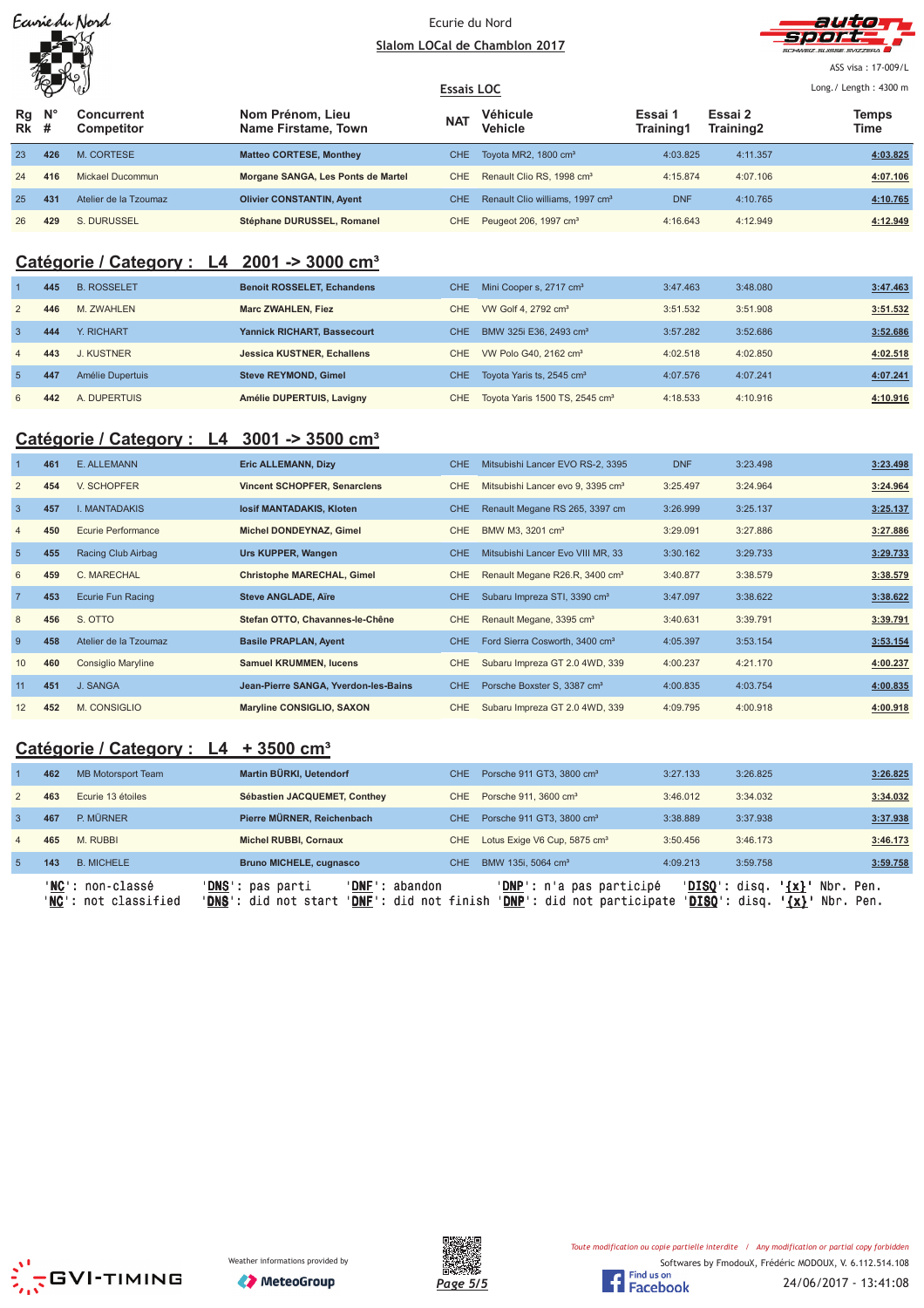Ecurie du Nord

Slalom LOCal de Chamblon 2017

ASS visa : 17-009/L

Essais LOC

Long./ Length : 4300 m

| Rg Rk | N° # | Concurrent Competitor | Nom Prénom, Lieu Name Firstame, Town | NAT | Véhicule Vehicle | Essai 1 Training1 | Essai 2 Training2 | Temps Time |
|---|---|---|---|---|---|---|---|---|
| 23 | 426 | M. CORTESE | Matteo CORTESE, Monthey | CHE | Toyota MR2, 1800 cm³ | 4:03.825 | 4:11.357 | 4:03.825 |
| 24 | 416 | Mickael Ducommun | Morgane SANGA, Les Ponts de Martel | CHE | Renault Clio RS, 1998 cm³ | 4:15.874 | 4:07.106 | 4:07.106 |
| 25 | 431 | Atelier de la Tzoumaz | Olivier CONSTANTIN, Ayent | CHE | Renault Clio williams, 1997 cm³ | DNF | 4:10.765 | 4:10.765 |
| 26 | 429 | S. DURUSSEL | Stéphane DURUSSEL, Romanel | CHE | Peugeot 206, 1997 cm³ | 4:16.643 | 4:12.949 | 4:12.949 |

## Catégorie / Category : L4 2001 -> 3000 cm³

| Rg Rk | N° # | Concurrent Competitor | Nom Prénom, Lieu Name Firstame, Town | NAT | Véhicule Vehicle | Essai 1 Training1 | Essai 2 Training2 | Temps Time |
|---|---|---|---|---|---|---|---|---|
| 1 | 445 | B. ROSSELET | Benoit ROSSELET, Echandens | CHE | Mini Cooper s, 2717 cm³ | 3:47.463 | 3:48.080 | 3:47.463 |
| 2 | 446 | M. ZWAHLEN | Marc ZWAHLEN, Fiez | CHE | VW Golf 4, 2792 cm³ | 3:51.532 | 3:51.908 | 3:51.532 |
| 3 | 444 | Y. RICHART | Yannick RICHART, Bassecourt | CHE | BMW 325i E36, 2493 cm³ | 3:57.282 | 3:52.686 | 3:52.686 |
| 4 | 443 | J. KUSTNER | Jessica KUSTNER, Echallens | CHE | VW Polo G40, 2162 cm³ | 4:02.518 | 4:02.850 | 4:02.518 |
| 5 | 447 | Amélie Dupertuis | Steve REYMOND, Gimel | CHE | Toyota Yaris ts, 2545 cm³ | 4:07.576 | 4:07.241 | 4:07.241 |
| 6 | 442 | A. DUPERTUIS | Amélie DUPERTUIS, Lavigny | CHE | Toyota Yaris 1500 TS, 2545 cm³ | 4:18.533 | 4:10.916 | 4:10.916 |

## Catégorie / Category : L4 3001 -> 3500 cm³

| Rg Rk | N° # | Concurrent Competitor | Nom Prénom, Lieu Name Firstame, Town | NAT | Véhicule Vehicle | Essai 1 Training1 | Essai 2 Training2 | Temps Time |
|---|---|---|---|---|---|---|---|---|
| 1 | 461 | E. ALLEMANN | Eric ALLEMANN, Dizy | CHE | Mitsubishi Lancer EVO RS-2, 3395 | DNF | 3:23.498 | 3:23.498 |
| 2 | 454 | V. SCHOPFER | Vincent SCHOPFER, Senarclens | CHE | Mitsubishi Lancer evo 9, 3395 cm³ | 3:25.497 | 3:24.964 | 3:24.964 |
| 3 | 457 | I. MANTADAKIS | Iosif MANTADAKIS, Kloten | CHE | Renault Megane RS 265, 3397 cm | 3:26.999 | 3:25.137 | 3:25.137 |
| 4 | 450 | Ecurie Performance | Michel DONDEYNAZ, Gimel | CHE | BMW M3, 3201 cm³ | 3:29.091 | 3:27.886 | 3:27.886 |
| 5 | 455 | Racing Club Airbag | Urs KUPPER, Wangen | CHE | Mitsubishi Lancer Evo VIII MR, 33 | 3:30.162 | 3:29.733 | 3:29.733 |
| 6 | 459 | C. MARECHAL | Christophe MARECHAL, Gimel | CHE | Renault Megane R26.R, 3400 cm³ | 3:40.877 | 3:38.579 | 3:38.579 |
| 7 | 453 | Ecurie Fun Racing | Steve ANGLADE, Aïre | CHE | Subaru Impreza STI, 3390 cm³ | 3:47.097 | 3:38.622 | 3:38.622 |
| 8 | 456 | S. OTTO | Stefan OTTO, Chavannes-le-Chêne | CHE | Renault Megane, 3395 cm³ | 3:40.631 | 3:39.791 | 3:39.791 |
| 9 | 458 | Atelier de la Tzoumaz | Basile PRAPLAN, Ayent | CHE | Ford Sierra Cosworth, 3400 cm³ | 4:05.397 | 3:53.154 | 3:53.154 |
| 10 | 460 | Consiglio Maryline | Samuel KRUMMEN, lucens | CHE | Subaru Impreza GT 2.0 4WD, 339 | 4:00.237 | 4:21.170 | 4:00.237 |
| 11 | 451 | J. SANGA | Jean-Pierre SANGA, Yverdon-les-Bains | CHE | Porsche Boxster S, 3387 cm³ | 4:00.835 | 4:03.754 | 4:00.835 |
| 12 | 452 | M. CONSIGLIO | Maryline CONSIGLIO, SAXON | CHE | Subaru Impreza GT 2.0 4WD, 339 | 4:09.795 | 4:00.918 | 4:00.918 |

## Catégorie / Category : L4 + 3500 cm³

| Rg Rk | N° # | Concurrent Competitor | Nom Prénom, Lieu Name Firstame, Town | NAT | Véhicule Vehicle | Essai 1 Training1 | Essai 2 Training2 | Temps Time |
|---|---|---|---|---|---|---|---|---|
| 1 | 462 | MB Motorsport Team | Martin BÜRKI, Uetendorf | CHE | Porsche 911 GT3, 3800 cm³ | 3:27.133 | 3:26.825 | 3:26.825 |
| 2 | 463 | Ecurie 13 étoiles | Sébastien JACQUEMET, Conthey | CHE | Porsche 911, 3600 cm³ | 3:46.012 | 3:34.032 | 3:34.032 |
| 3 | 467 | P. MÜRNER | Pierre MÜRNER, Reichenbach | CHE | Porsche 911 GT3, 3800 cm³ | 3:38.889 | 3:37.938 | 3:37.938 |
| 4 | 465 | M. RUBBI | Michel RUBBI, Cornaux | CHE | Lotus Exige V6 Cup, 5875 cm³ | 3:50.456 | 3:46.173 | 3:46.173 |
| 5 | 143 | B. MICHELE | Bruno MICHELE, cugnasco | CHE | BMW 135i, 5064 cm³ | 4:09.213 | 3:59.758 | 3:59.758 |

'NC': non-classé 'DNS': pas parti 'DNF': abandon 'DNP': n'a pas participé 'DISQ': disq. '{x}' Nbr. Pen.
'NC': not classified 'DNS': did not start 'DNF': did not finish 'DNP': did not participate 'DISQ': disq. '{x}' Nbr. Pen.

Weather informations provided by MeteoGroup

Toute modification ou copie partielle interdite / Any modification or partial copy forbidden

Softwares by FmodouX, Frédéric MODOUX, V. 6.112.514.108

24/06/2017 - 13:41:08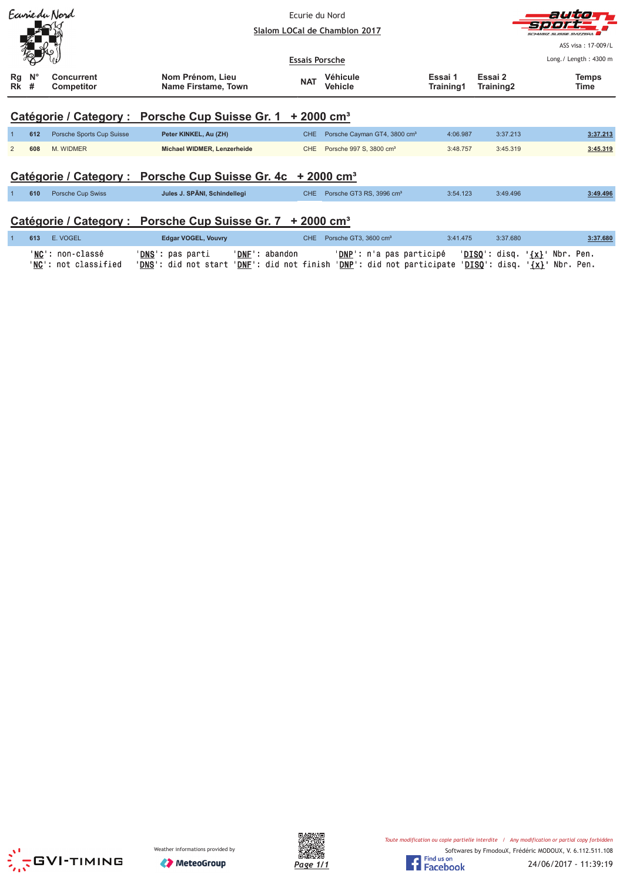Ecurie du Nord

**Slalom LOCal de Chamblon 2017**

ASS visa : 17-009/L

**Essais Porsche**

Long./ Length : 4300 m

## Catégorie / Category : Porsche Cup Suisse Gr. 1 + 2000 cm³

| Rg Rk | N° # | Concurrent Competitor | Nom Prénom, Lieu Name Firstame, Town | NAT | Véhicule Vehicle | Essai 1 Training1 | Essai 2 Training2 | Temps Time |
|---|---|---|---|---|---|---|---|---|
| 1 | 612 | Porsche Sports Cup Suisse | **Peter KINKEL, Au (ZH)** | CHE | Porsche Cayman GT4, 3800 cm³ | 4:06.987 | 3:37.213 | **3:37.213** |
| 2 | 608 | M. WIDMER | **Michael WIDMER, Lenzerheide** | CHE | Porsche 997 S, 3800 cm³ | 3:48.757 | 3:45.319 | **3:45.319** |

## Catégorie / Category : Porsche Cup Suisse Gr. 4c + 2000 cm³

| Rg Rk | N° # | Concurrent Competitor | Nom Prénom, Lieu Name Firstame, Town | NAT | Véhicule Vehicle | Essai 1 Training1 | Essai 2 Training2 | Temps Time |
|---|---|---|---|---|---|---|---|---|
| 1 | 610 | Porsche Cup Swiss | **Jules J. SPÄNI, Schindellegi** | CHE | Porsche GT3 RS, 3996 cm³ | 3:54.123 | 3:49.496 | **3:49.496** |

## Catégorie / Category : Porsche Cup Suisse Gr. 7 + 2000 cm³

| Rg Rk | N° # | Concurrent Competitor | Nom Prénom, Lieu Name Firstame, Town | NAT | Véhicule Vehicle | Essai 1 Training1 | Essai 2 Training2 | Temps Time |
|---|---|---|---|---|---|---|---|---|
| 1 | 613 | E. VOGEL | **Edgar VOGEL, Vouvry** | CHE | Porsche GT3, 3600 cm³ | 3:41.475 | 3:37.680 | **3:37.680** |

'**NC**': non-classé '**DNS**': pas parti '**DNF**': abandon '**DNP**': n'a pas participé '**DISQ**': disq. '**{x}**' Nbr. Pen.
'**NC**': not classified '**DNS**': did not start '**DNF**': did not finish '**DNP**': did not participate '**DISQ**': disq. '**{x}**' Nbr. Pen.

GVI-TIMING — Weather informations provided by MeteoGroup

*Toute modification ou copie partielle interdite / Any modification or partial copy forbidden*

Softwares by FmodouX, Frédéric MODOUX, V. 6.112.511.108

Find us on Facebook

24/06/2017 - 11:39:19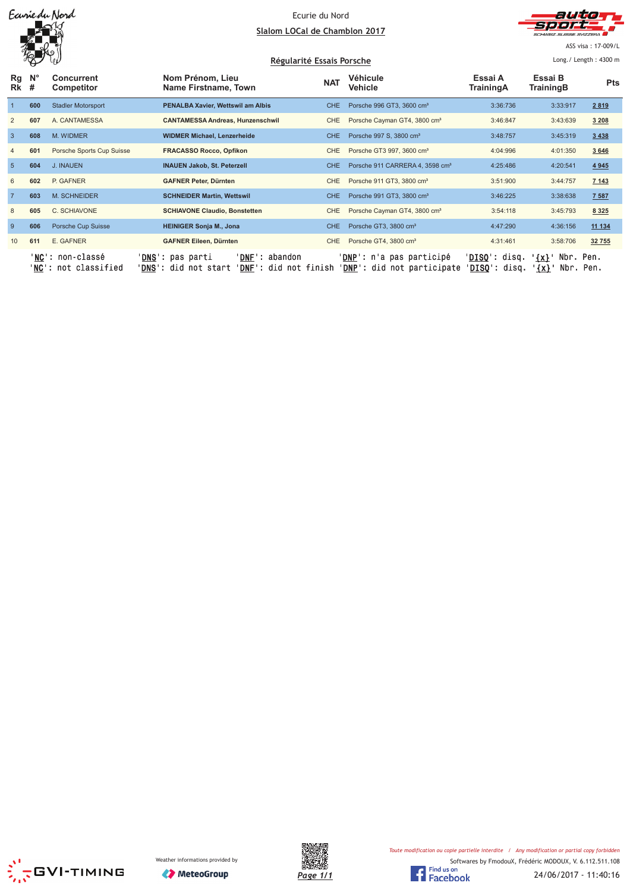Ecurie du Nord

**Slalom LOCal de Chamblon 2017**

ASS visa : 17-009/L

**Régularité Essais Porsche**

Long./ Length : 4300 m

| Rg Rk | N° # | Concurrent Competitor | Nom Prénom, Lieu Name Firstname, Town | NAT | Véhicule Vehicle | Essai A TrainingA | Essai B TrainingB | Pts |
|---|---|---|---|---|---|---|---|---|
| 1 | 600 | Stadler Motorsport | **PENALBA Xavier, Wettswil am Albis** | CHE | Porsche 996 GT3, 3600 cm³ | 3:36:736 | 3:33:917 | 2 819 |
| 2 | 607 | A. CANTAMESSA | **CANTAMESSA Andreas, Hunzenschwil** | CHE | Porsche Cayman GT4, 3800 cm³ | 3:46:847 | 3:43:639 | 3 208 |
| 3 | 608 | M. WIDMER | **WIDMER Michael, Lenzerheide** | CHE | Porsche 997 S, 3800 cm³ | 3:48:757 | 3:45:319 | 3 438 |
| 4 | 601 | Porsche Sports Cup Suisse | **FRACASSO Rocco, Opfikon** | CHE | Porsche GT3 997, 3600 cm³ | 4:04:996 | 4:01:350 | 3 646 |
| 5 | 604 | J. INAUEN | **INAUEN Jakob, St. Peterzell** | CHE | Porsche 911 CARRERA 4, 3598 cm³ | 4:25:486 | 4:20:541 | 4 945 |
| 6 | 602 | P. GAFNER | **GAFNER Peter, Dürnten** | CHE | Porsche 911 GT3, 3800 cm³ | 3:51:900 | 3:44:757 | 7 143 |
| 7 | 603 | M. SCHNEIDER | **SCHNEIDER Martin, Wettswil** | CHE | Porsche 991 GT3, 3800 cm³ | 3:46:225 | 3:38:638 | 7 587 |
| 8 | 605 | C. SCHIAVONE | **SCHIAVONE Claudio, Bonstetten** | CHE | Porsche Cayman GT4, 3800 cm³ | 3:54:118 | 3:45:793 | 8 325 |
| 9 | 606 | Porsche Cup Suisse | **HEINIGER Sonja M., Jona** | CHE | Porsche GT3, 3800 cm³ | 4:47:290 | 4:36:156 | 11 134 |
| 10 | 611 | E. GAFNER | **GAFNER Eileen, Dürnten** | CHE | Porsche GT4, 3800 cm³ | 4:31:461 | 3:58:706 | 32 755 |

'NC': non-classé 'DNS': pas parti 'DNF': abandon 'DNP': n'a pas participé 'DISQ': disq. '{x}' Nbr. Pen.
'NC': not classified 'DNS': did not start 'DNF': did not finish 'DNP': did not participate 'DISQ': disq. '{x}' Nbr. Pen.

Weather informations provided by MeteoGroup

*Toute modification ou copie partielle interdite / Any modification or partial copy forbidden*

Softwares by FmodouX, Frédéric MODOUX, V. 6.112.511.108

24/06/2017 - 11:40:16